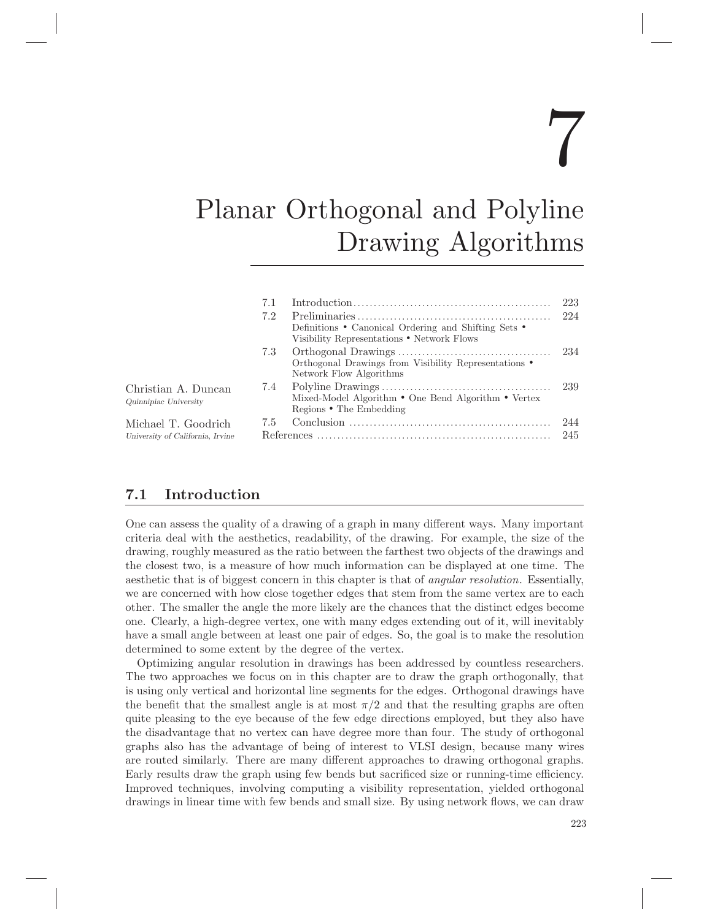# 7

# Planar Orthogonal and Polyline Drawing Algorithms

Christian A. Duncan
*Quinnipiac University*

Michael T. Goodrich
*University of California, Irvine*

| | | |
|---|---|---|
| 7.1 | Introduction | 223 |
| 7.2 | Preliminaries<br>Definitions • Canonical Ordering and Shifting Sets • Visibility Representations • Network Flows | 224 |
| 7.3 | Orthogonal Drawings<br>Orthogonal Drawings from Visibility Representations • Network Flow Algorithms | 234 |
| 7.4 | Polyline Drawings<br>Mixed-Model Algorithm • One Bend Algorithm • Vertex Regions • The Embedding | 239 |
| 7.5 | Conclusion | 244 |
| | References | 245 |

## 7.1 Introduction

One can assess the quality of a drawing of a graph in many different ways. Many important criteria deal with the aesthetics, readability, of the drawing. For example, the size of the drawing, roughly measured as the ratio between the farthest two objects of the drawings and the closest two, is a measure of how much information can be displayed at one time. The aesthetic that is of biggest concern in this chapter is that of *angular resolution*. Essentially, we are concerned with how close together edges that stem from the same vertex are to each other. The smaller the angle the more likely are the chances that the distinct edges become one. Clearly, a high-degree vertex, one with many edges extending out of it, will inevitably have a small angle between at least one pair of edges. So, the goal is to make the resolution determined to some extent by the degree of the vertex.

Optimizing angular resolution in drawings has been addressed by countless researchers. The two approaches we focus on in this chapter are to draw the graph orthogonally, that is using only vertical and horizontal line segments for the edges. Orthogonal drawings have the benefit that the smallest angle is at most $\pi/2$ and that the resulting graphs are often quite pleasing to the eye because of the few edge directions employed, but they also have the disadvantage that no vertex can have degree more than four. The study of orthogonal graphs also has the advantage of being of interest to VLSI design, because many wires are routed similarly. There are many different approaches to drawing orthogonal graphs. Early results draw the graph using few bends but sacrificed size or running-time efficiency. Improved techniques, involving computing a visibility representation, yielded orthogonal drawings in linear time with few bends and small size. By using network flows, we can draw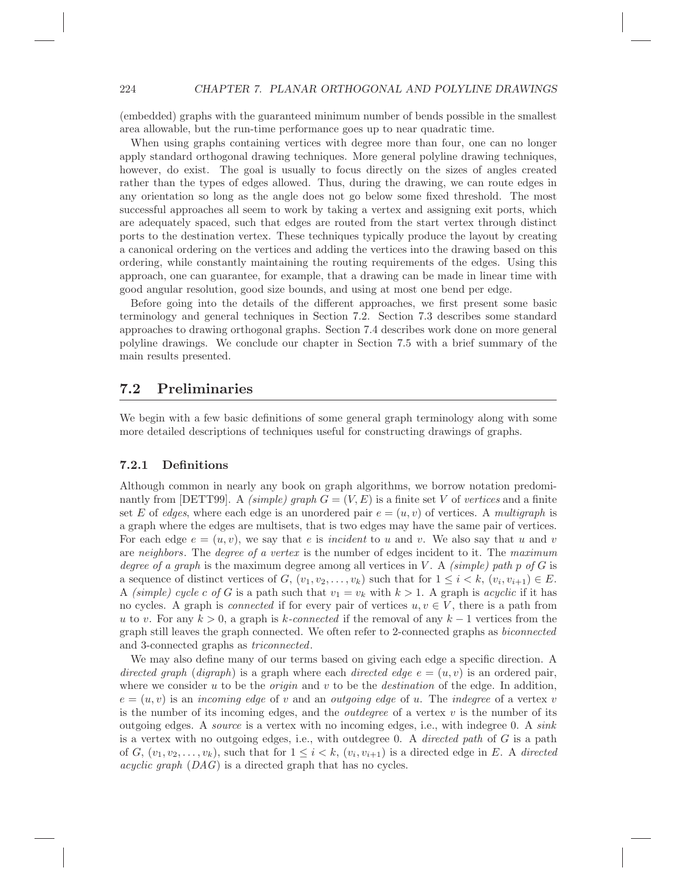(embedded) graphs with the guaranteed minimum number of bends possible in the smallest area allowable, but the run-time performance goes up to near quadratic time.

When using graphs containing vertices with degree more than four, one can no longer apply standard orthogonal drawing techniques. More general polyline drawing techniques, however, do exist. The goal is usually to focus directly on the sizes of angles created rather than the types of edges allowed. Thus, during the drawing, we can route edges in any orientation so long as the angle does not go below some fixed threshold. The most successful approaches all seem to work by taking a vertex and assigning exit ports, which are adequately spaced, such that edges are routed from the start vertex through distinct ports to the destination vertex. These techniques typically produce the layout by creating a canonical ordering on the vertices and adding the vertices into the drawing based on this ordering, while constantly maintaining the routing requirements of the edges. Using this approach, one can guarantee, for example, that a drawing can be made in linear time with good angular resolution, good size bounds, and using at most one bend per edge.

Before going into the details of the different approaches, we first present some basic terminology and general techniques in Section 7.2. Section 7.3 describes some standard approaches to drawing orthogonal graphs. Section 7.4 describes work done on more general polyline drawings. We conclude our chapter in Section 7.5 with a brief summary of the main results presented.

## 7.2 Preliminaries

We begin with a few basic definitions of some general graph terminology along with some more detailed descriptions of techniques useful for constructing drawings of graphs.

### 7.2.1 Definitions

Although common in nearly any book on graph algorithms, we borrow notation predominantly from [DETT99]. A *(simple) graph* $G = (V, E)$ is a finite set $V$ of *vertices* and a finite set $E$ of *edges*, where each edge is an unordered pair $e = (u, v)$ of vertices. A *multigraph* is a graph where the edges are multisets, that is two edges may have the same pair of vertices. For each edge $e = (u, v)$, we say that $e$ is *incident* to $u$ and $v$. We also say that $u$ and $v$ are *neighbors*. The *degree of a vertex* is the number of edges incident to it. The *maximum degree of a graph* is the maximum degree among all vertices in $V$. A *(simple) path $p$ of $G$* is a sequence of distinct vertices of $G$, $(v_1, v_2, \ldots, v_k)$ such that for $1 \leq i < k$, $(v_i, v_{i+1}) \in E$. A *(simple) cycle $c$ of $G$* is a path such that $v_1 = v_k$ with $k > 1$. A graph is *acyclic* if it has no cycles. A graph is *connected* if for every pair of vertices $u, v \in V$, there is a path from $u$ to $v$. For any $k > 0$, a graph is *$k$-connected* if the removal of any $k - 1$ vertices from the graph still leaves the graph connected. We often refer to 2-connected graphs as *biconnected* and 3-connected graphs as *triconnected*.

We may also define many of our terms based on giving each edge a specific direction. A *directed graph* (*digraph*) is a graph where each *directed edge* $e = (u, v)$ is an ordered pair, where we consider $u$ to be the *origin* and $v$ to be the *destination* of the edge. In addition, $e = (u, v)$ is an *incoming edge* of $v$ and an *outgoing edge* of $u$. The *indegree* of a vertex $v$ is the number of its incoming edges, and the *outdegree* of a vertex $v$ is the number of its outgoing edges. A *source* is a vertex with no incoming edges, i.e., with indegree 0. A *sink* is a vertex with no outgoing edges, i.e., with outdegree 0. A *directed path* of $G$ is a path of $G$, $(v_1, v_2, \ldots, v_k)$, such that for $1 \leq i < k$, $(v_i, v_{i+1})$ is a directed edge in $E$. A *directed acyclic graph* (*DAG*) is a directed graph that has no cycles.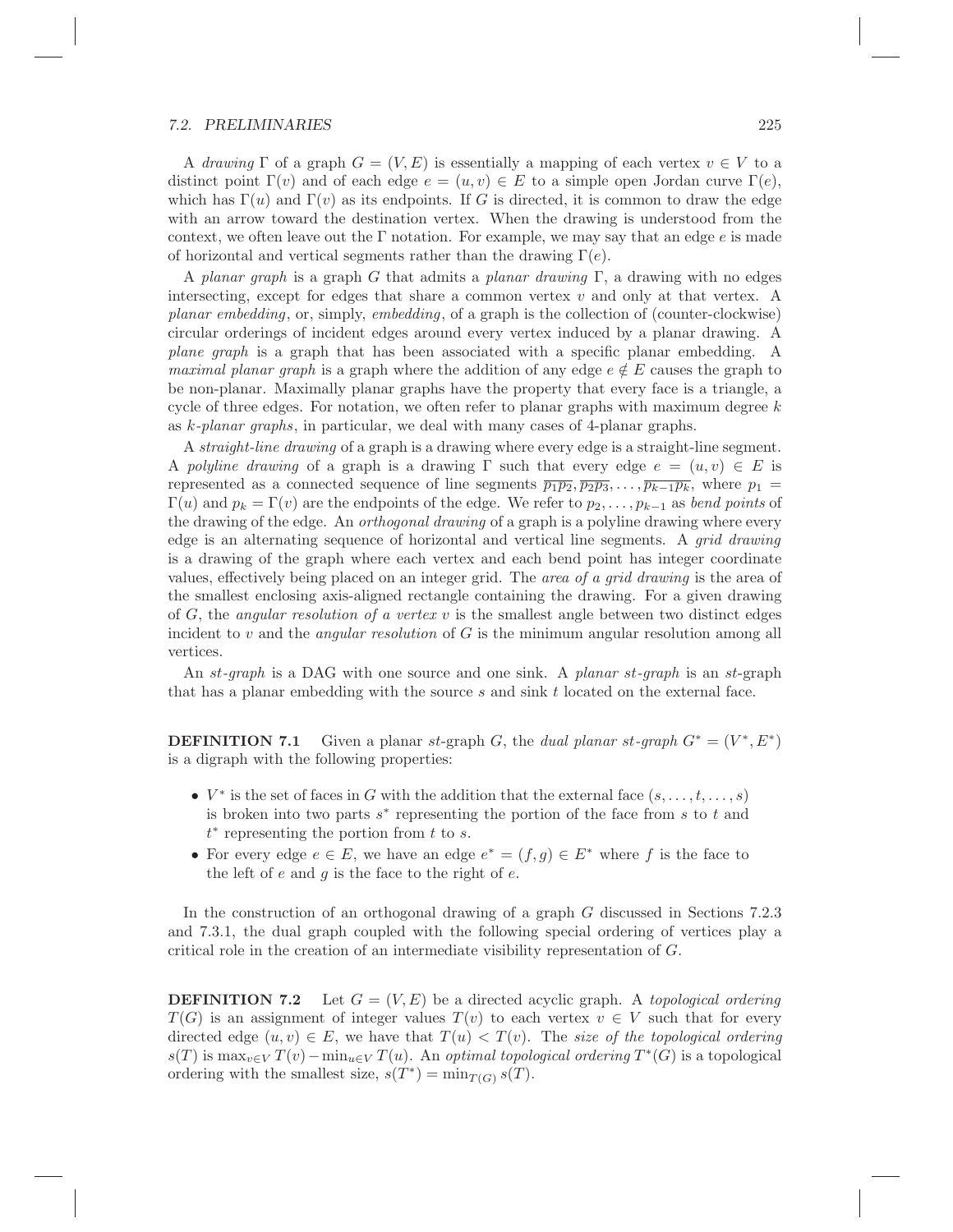A *drawing* $\Gamma$ of a graph $G = (V, E)$ is essentially a mapping of each vertex $v \in V$ to a distinct point $\Gamma(v)$ and of each edge $e = (u, v) \in E$ to a simple open Jordan curve $\Gamma(e)$, which has $\Gamma(u)$ and $\Gamma(v)$ as its endpoints. If $G$ is directed, it is common to draw the edge with an arrow toward the destination vertex. When the drawing is understood from the context, we often leave out the $\Gamma$ notation. For example, we may say that an edge $e$ is made of horizontal and vertical segments rather than the drawing $\Gamma(e)$.

A *planar graph* is a graph $G$ that admits a *planar drawing* $\Gamma$, a drawing with no edges intersecting, except for edges that share a common vertex $v$ and only at that vertex. A *planar embedding*, or, simply, *embedding*, of a graph is the collection of (counter-clockwise) circular orderings of incident edges around every vertex induced by a planar drawing. A *plane graph* is a graph that has been associated with a specific planar embedding. A *maximal planar graph* is a graph where the addition of any edge $e \notin E$ causes the graph to be non-planar. Maximally planar graphs have the property that every face is a triangle, a cycle of three edges. For notation, we often refer to planar graphs with maximum degree $k$ as *$k$-planar graphs*, in particular, we deal with many cases of 4-planar graphs.

A *straight-line drawing* of a graph is a drawing where every edge is a straight-line segment. A *polyline drawing* of a graph is a drawing $\Gamma$ such that every edge $e = (u, v) \in E$ is represented as a connected sequence of line segments $\overline{p_1 p_2}, \overline{p_2 p_3}, \ldots, \overline{p_{k-1} p_k}$, where $p_1 = \Gamma(u)$ and $p_k = \Gamma(v)$ are the endpoints of the edge. We refer to $p_2, \ldots, p_{k-1}$ as *bend points* of the drawing of the edge. An *orthogonal drawing* of a graph is a polyline drawing where every edge is an alternating sequence of horizontal and vertical line segments. A *grid drawing* is a drawing of the graph where each vertex and each bend point has integer coordinate values, effectively being placed on an integer grid. The *area of a grid drawing* is the area of the smallest enclosing axis-aligned rectangle containing the drawing. For a given drawing of $G$, the *angular resolution of a vertex* $v$ is the smallest angle between two distinct edges incident to $v$ and the *angular resolution* of $G$ is the minimum angular resolution among all vertices.

An *st-graph* is a DAG with one source and one sink. A *planar st-graph* is an *st*-graph that has a planar embedding with the source $s$ and sink $t$ located on the external face.

**DEFINITION 7.1** Given a planar *st*-graph $G$, the *dual planar st-graph* $G^* = (V^*, E^*)$ is a digraph with the following properties:

- $V^*$ is the set of faces in $G$ with the addition that the external face $(s, \ldots, t, \ldots, s)$ is broken into two parts $s^*$ representing the portion of the face from $s$ to $t$ and $t^*$ representing the portion from $t$ to $s$.
- For every edge $e \in E$, we have an edge $e^* = (f, g) \in E^*$ where $f$ is the face to the left of $e$ and $g$ is the face to the right of $e$.

In the construction of an orthogonal drawing of a graph $G$ discussed in Sections 7.2.3 and 7.3.1, the dual graph coupled with the following special ordering of vertices play a critical role in the creation of an intermediate visibility representation of $G$.

**DEFINITION 7.2** Let $G = (V, E)$ be a directed acyclic graph. A *topological ordering* $T(G)$ is an assignment of integer values $T(v)$ to each vertex $v \in V$ such that for every directed edge $(u, v) \in E$, we have that $T(u) < T(v)$. The *size of the topological ordering* $s(T)$ is $\max_{v \in V} T(v) - \min_{u \in V} T(u)$. An *optimal topological ordering* $T^*(G)$ is a topological ordering with the smallest size, $s(T^*) = \min_{T(G)} s(T)$.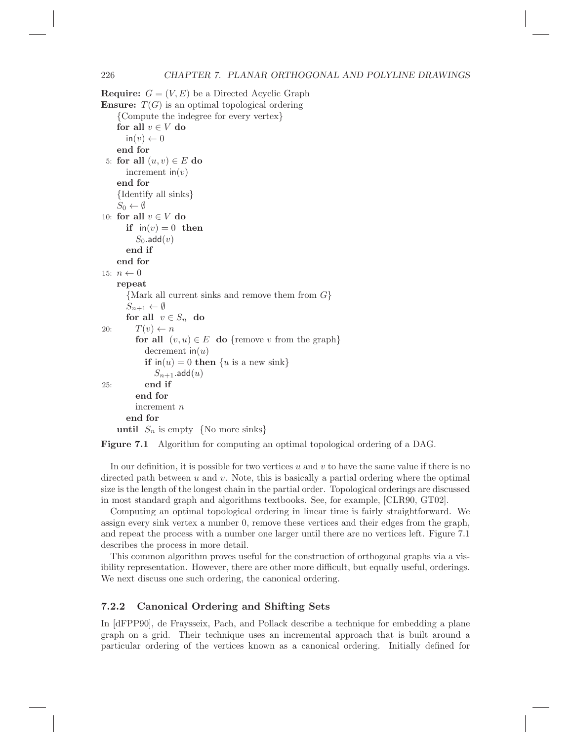**Require:** $G = (V, E)$ be a Directed Acyclic Graph
**Ensure:** $T(G)$ is an optimal topological ordering

```
    {Compute the indegree for every vertex}
    for all v ∈ V do
      in(v) ← 0
    end for
5:  for all (u, v) ∈ E do
      increment in(v)
    end for
    {Identify all sinks}
    S_0 ← ∅
10: for all v ∈ V do
      if in(v) = 0 then
        S_0.add(v)
      end if
    end for
15: n ← 0
    repeat
      {Mark all current sinks and remove them from G}
      S_{n+1} ← ∅
      for all v ∈ S_n do
20:     T(v) ← n
        for all (v, u) ∈ E do {remove v from the graph}
          decrement in(u)
          if in(u) = 0 then {u is a new sink}
            S_{n+1}.add(u)
25:       end if
        end for
        increment n
      end for
    until S_n is empty {No more sinks}
```

**Figure 7.1** Algorithm for computing an optimal topological ordering of a DAG.

In our definition, it is possible for two vertices $u$ and $v$ to have the same value if there is no directed path between $u$ and $v$. Note, this is basically a partial ordering where the optimal size is the length of the longest chain in the partial order. Topological orderings are discussed in most standard graph and algorithms textbooks. See, for example, [CLR90, GT02].

Computing an optimal topological ordering in linear time is fairly straightforward. We assign every sink vertex a number 0, remove these vertices and their edges from the graph, and repeat the process with a number one larger until there are no vertices left. Figure 7.1 describes the process in more detail.

This common algorithm proves useful for the construction of orthogonal graphs via a visibility representation. However, there are other more difficult, but equally useful, orderings. We next discuss one such ordering, the canonical ordering.

### 7.2.2 Canonical Ordering and Shifting Sets

In [dFPP90], de Fraysseix, Pach, and Pollack describe a technique for embedding a plane graph on a grid. Their technique uses an incremental approach that is built around a particular ordering of the vertices known as a canonical ordering. Initially defined for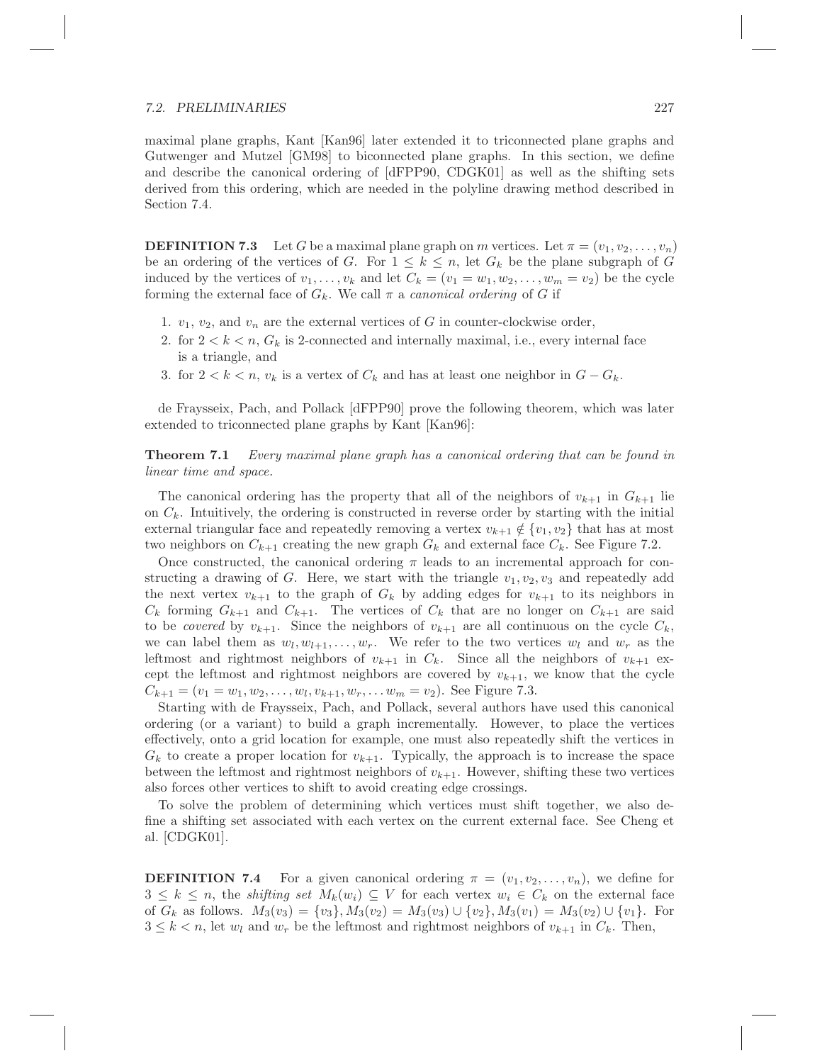maximal plane graphs, Kant [Kan96] later extended it to triconnected plane graphs and Gutwenger and Mutzel [GM98] to biconnected plane graphs. In this section, we define and describe the canonical ordering of [dFPP90, CDGK01] as well as the shifting sets derived from this ordering, which are needed in the polyline drawing method described in Section 7.4.

**DEFINITION 7.3** Let $G$ be a maximal plane graph on $m$ vertices. Let $\pi = (v_1, v_2, \ldots, v_n)$ be an ordering of the vertices of $G$. For $1 \leq k \leq n$, let $G_k$ be the plane subgraph of $G$ induced by the vertices of $v_1, \ldots, v_k$ and let $C_k = (v_1 = w_1, w_2, \ldots, w_m = v_2)$ be the cycle forming the external face of $G_k$. We call $\pi$ a *canonical ordering* of $G$ if

1. $v_1$, $v_2$, and $v_n$ are the external vertices of $G$ in counter-clockwise order,
2. for $2 < k < n$, $G_k$ is 2-connected and internally maximal, i.e., every internal face is a triangle, and
3. for $2 < k < n$, $v_k$ is a vertex of $C_k$ and has at least one neighbor in $G - G_k$.

de Fraysseix, Pach, and Pollack [dFPP90] prove the following theorem, which was later extended to triconnected plane graphs by Kant [Kan96]:

**Theorem 7.1** *Every maximal plane graph has a canonical ordering that can be found in linear time and space.*

The canonical ordering has the property that all of the neighbors of $v_{k+1}$ in $G_{k+1}$ lie on $C_k$. Intuitively, the ordering is constructed in reverse order by starting with the initial external triangular face and repeatedly removing a vertex $v_{k+1} \notin \{v_1, v_2\}$ that has at most two neighbors on $C_{k+1}$ creating the new graph $G_k$ and external face $C_k$. See Figure 7.2.

Once constructed, the canonical ordering $\pi$ leads to an incremental approach for constructing a drawing of $G$. Here, we start with the triangle $v_1, v_2, v_3$ and repeatedly add the next vertex $v_{k+1}$ to the graph of $G_k$ by adding edges for $v_{k+1}$ to its neighbors in $C_k$ forming $G_{k+1}$ and $C_{k+1}$. The vertices of $C_k$ that are no longer on $C_{k+1}$ are said to be *covered* by $v_{k+1}$. Since the neighbors of $v_{k+1}$ are all continuous on the cycle $C_k$, we can label them as $w_l, w_{l+1}, \ldots, w_r$. We refer to the two vertices $w_l$ and $w_r$ as the leftmost and rightmost neighbors of $v_{k+1}$ in $C_k$. Since all the neighbors of $v_{k+1}$ except the leftmost and rightmost neighbors are covered by $v_{k+1}$, we know that the cycle $C_{k+1} = (v_1 = w_1, w_2, \ldots, w_l, v_{k+1}, w_r, \ldots w_m = v_2)$. See Figure 7.3.

Starting with de Fraysseix, Pach, and Pollack, several authors have used this canonical ordering (or a variant) to build a graph incrementally. However, to place the vertices effectively, onto a grid location for example, one must also repeatedly shift the vertices in $G_k$ to create a proper location for $v_{k+1}$. Typically, the approach is to increase the space between the leftmost and rightmost neighbors of $v_{k+1}$. However, shifting these two vertices also forces other vertices to shift to avoid creating edge crossings.

To solve the problem of determining which vertices must shift together, we also define a shifting set associated with each vertex on the current external face. See Cheng et al. [CDGK01].

**DEFINITION 7.4** For a given canonical ordering $\pi = (v_1, v_2, \ldots, v_n)$, we define for $3 \leq k \leq n$, the *shifting set* $M_k(w_i) \subseteq V$ for each vertex $w_i \in C_k$ on the external face of $G_k$ as follows. $M_3(v_3) = \{v_3\}, M_3(v_2) = M_3(v_3) \cup \{v_2\}, M_3(v_1) = M_3(v_2) \cup \{v_1\}$. For $3 \leq k < n$, let $w_l$ and $w_r$ be the leftmost and rightmost neighbors of $v_{k+1}$ in $C_k$. Then,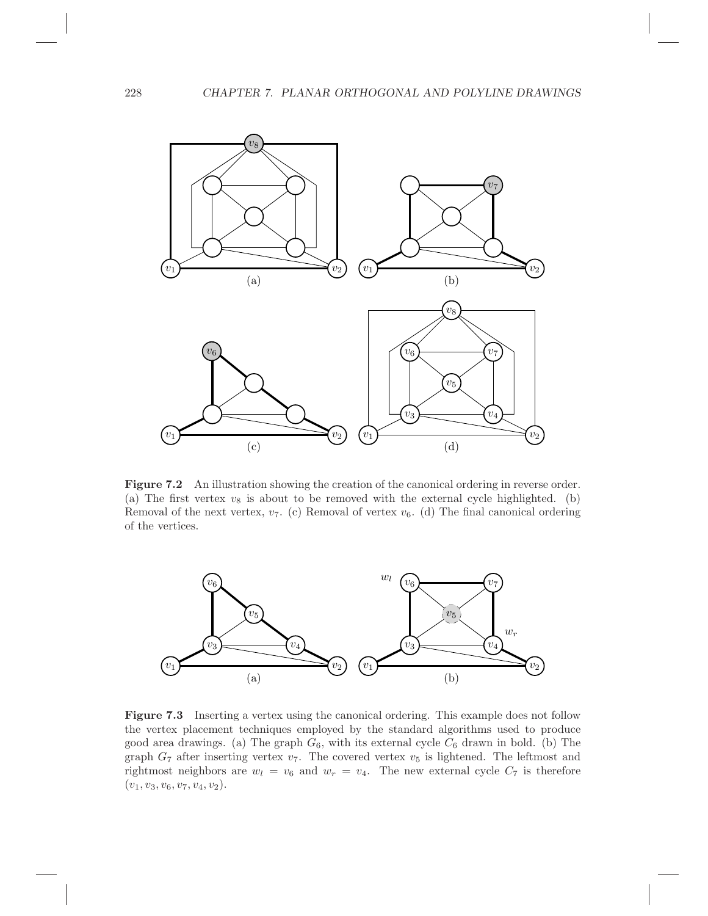**Figure 7.2** An illustration showing the creation of the canonical ordering in reverse order. (a) The first vertex $v_8$ is about to be removed with the external cycle highlighted. (b) Removal of the next vertex, $v_7$. (c) Removal of vertex $v_6$. (d) The final canonical ordering of the vertices.

**Figure 7.3** Inserting a vertex using the canonical ordering. This example does not follow the vertex placement techniques employed by the standard algorithms used to produce good area drawings. (a) The graph $G_6$, with its external cycle $C_6$ drawn in bold. (b) The graph $G_7$ after inserting vertex $v_7$. The covered vertex $v_5$ is lightened. The leftmost and rightmost neighbors are $w_l = v_6$ and $w_r = v_4$. The new external cycle $C_7$ is therefore $(v_1, v_3, v_6, v_7, v_4, v_2)$.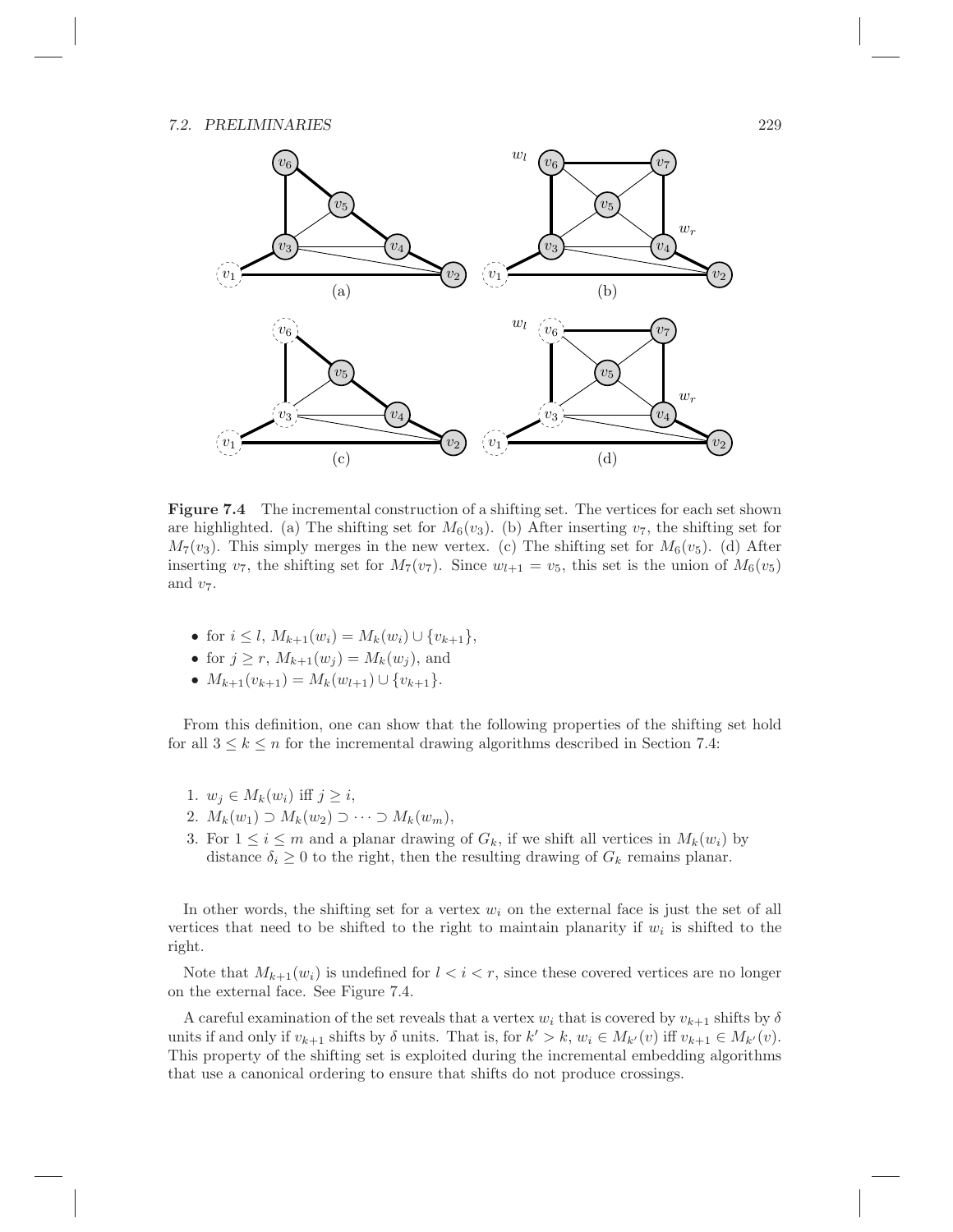**Figure 7.4** The incremental construction of a shifting set. The vertices for each set shown are highlighted. (a) The shifting set for $M_6(v_3)$. (b) After inserting $v_7$, the shifting set for $M_7(v_3)$. This simply merges in the new vertex. (c) The shifting set for $M_6(v_5)$. (d) After inserting $v_7$, the shifting set for $M_7(v_7)$. Since $w_{l+1} = v_5$, this set is the union of $M_6(v_5)$ and $v_7$.

- for $i \leq l$, $M_{k+1}(w_i) = M_k(w_i) \cup \{v_{k+1}\}$,
- for $j \geq r$, $M_{k+1}(w_j) = M_k(w_j)$, and
- $M_{k+1}(v_{k+1}) = M_k(w_{l+1}) \cup \{v_{k+1}\}$.

From this definition, one can show that the following properties of the shifting set hold for all $3 \leq k \leq n$ for the incremental drawing algorithms described in Section 7.4:

1. $w_j \in M_k(w_i)$ iff $j \geq i$,
2. $M_k(w_1) \supset M_k(w_2) \supset \cdots \supset M_k(w_m)$,
3. For $1 \leq i \leq m$ and a planar drawing of $G_k$, if we shift all vertices in $M_k(w_i)$ by distance $\delta_i \geq 0$ to the right, then the resulting drawing of $G_k$ remains planar.

In other words, the shifting set for a vertex $w_i$ on the external face is just the set of all vertices that need to be shifted to the right to maintain planarity if $w_i$ is shifted to the right.

Note that $M_{k+1}(w_i)$ is undefined for $l < i < r$, since these covered vertices are no longer on the external face. See Figure 7.4.

A careful examination of the set reveals that a vertex $w_i$ that is covered by $v_{k+1}$ shifts by $\delta$ units if and only if $v_{k+1}$ shifts by $\delta$ units. That is, for $k' > k$, $w_i \in M_{k'}(v)$ iff $v_{k+1} \in M_{k'}(v)$. This property of the shifting set is exploited during the incremental embedding algorithms that use a canonical ordering to ensure that shifts do not produce crossings.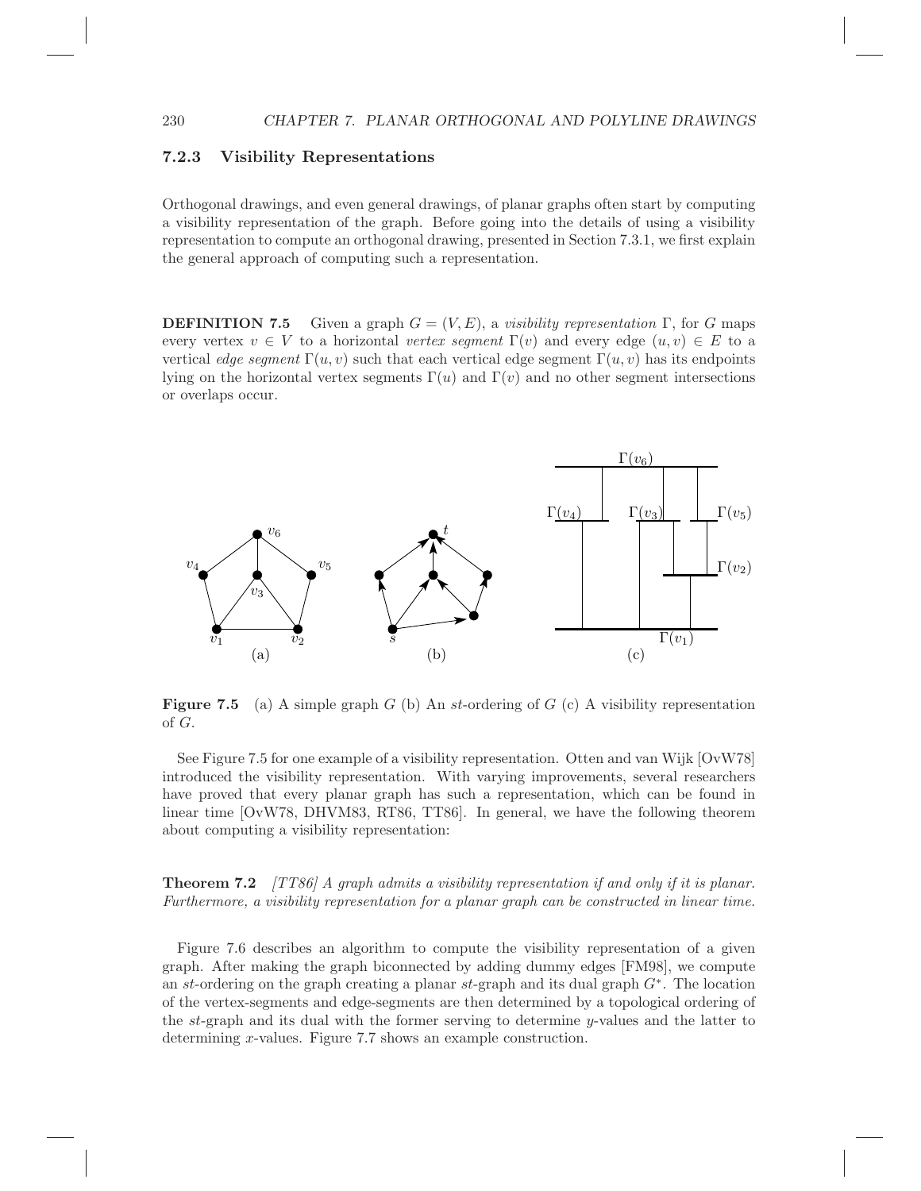### 7.2.3 Visibility Representations

Orthogonal drawings, and even general drawings, of planar graphs often start by computing a visibility representation of the graph. Before going into the details of using a visibility representation to compute an orthogonal drawing, presented in Section 7.3.1, we first explain the general approach of computing such a representation.

**DEFINITION 7.5** Given a graph $G = (V, E)$, a *visibility representation* $\Gamma$, for $G$ maps every vertex $v \in V$ to a horizontal *vertex segment* $\Gamma(v)$ and every edge $(u, v) \in E$ to a vertical *edge segment* $\Gamma(u, v)$ such that each vertical edge segment $\Gamma(u, v)$ has its endpoints lying on the horizontal vertex segments $\Gamma(u)$ and $\Gamma(v)$ and no other segment intersections or overlaps occur.

**Figure 7.5** (a) A simple graph $G$ (b) An $st$-ordering of $G$ (c) A visibility representation of $G$.

See Figure 7.5 for one example of a visibility representation. Otten and van Wijk [OvW78] introduced the visibility representation. With varying improvements, several researchers have proved that every planar graph has such a representation, which can be found in linear time [OvW78, DHVM83, RT86, TT86]. In general, we have the following theorem about computing a visibility representation:

**Theorem 7.2** *[TT86] A graph admits a visibility representation if and only if it is planar. Furthermore, a visibility representation for a planar graph can be constructed in linear time.*

Figure 7.6 describes an algorithm to compute the visibility representation of a given graph. After making the graph biconnected by adding dummy edges [FM98], we compute an $st$-ordering on the graph creating a planar $st$-graph and its dual graph $G^*$. The location of the vertex-segments and edge-segments are then determined by a topological ordering of the $st$-graph and its dual with the former serving to determine $y$-values and the latter to determining $x$-values. Figure 7.7 shows an example construction.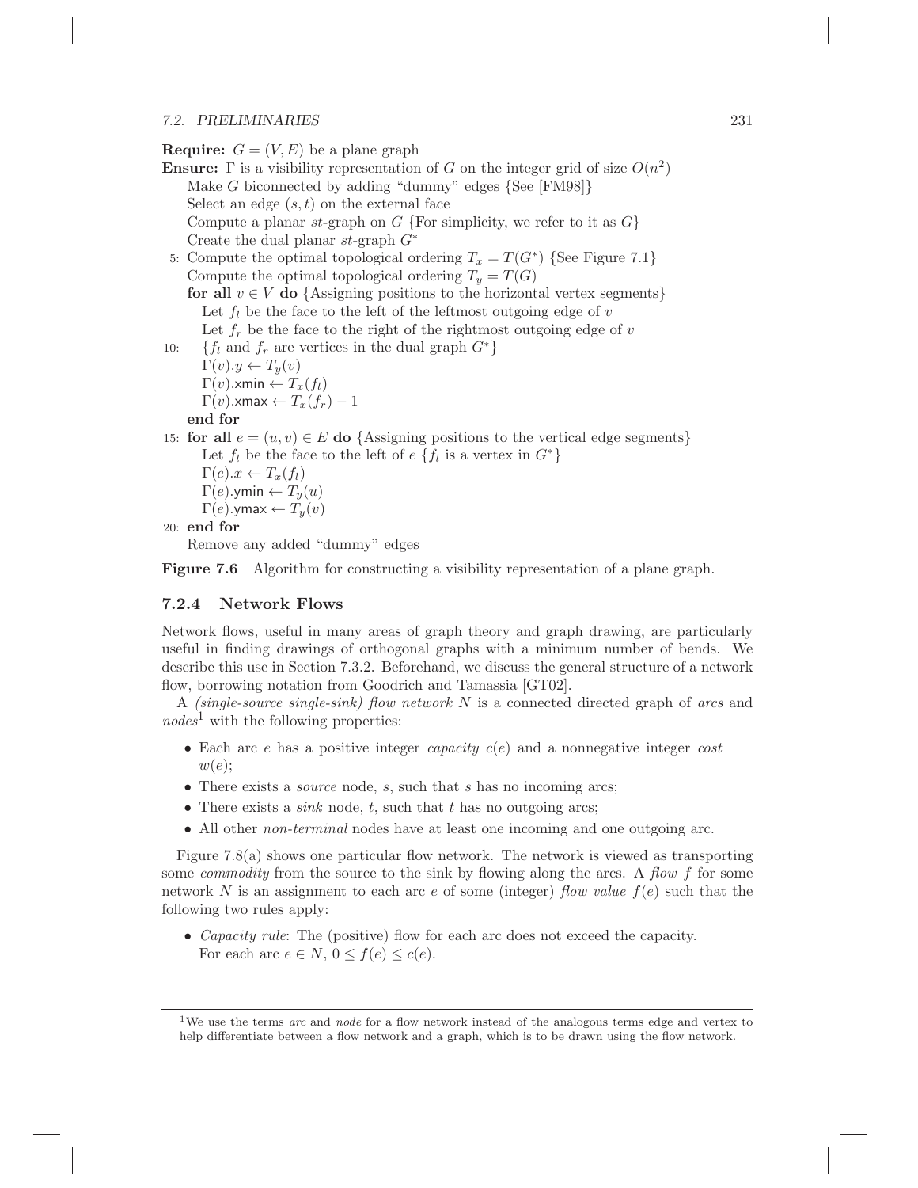```
Require: G = (V, E) be a plane graph
Ensure: Γ is a visibility representation of G on the integer grid of size O(n^2)
    Make G biconnected by adding "dummy" edges {See [FM98]}
    Select an edge (s, t) on the external face
    Compute a planar st-graph on G {For simplicity, we refer to it as G}
    Create the dual planar st-graph G*
 5: Compute the optimal topological ordering T_x = T(G*) {See Figure 7.1}
    Compute the optimal topological ordering T_y = T(G)
    for all v ∈ V do {Assigning positions to the horizontal vertex segments}
      Let f_l be the face to the left of the leftmost outgoing edge of v
      Let f_r be the face to the right of the rightmost outgoing edge of v
10:   {f_l and f_r are vertices in the dual graph G*}
      Γ(v).y ← T_y(v)
      Γ(v).xmin ← T_x(f_l)
      Γ(v).xmax ← T_x(f_r) − 1
    end for
15: for all e = (u, v) ∈ E do {Assigning positions to the vertical edge segments}
      Let f_l be the face to the left of e {f_l is a vertex in G*}
      Γ(e).x ← T_x(f_l)
      Γ(e).ymin ← T_y(u)
      Γ(e).ymax ← T_y(v)
20: end for
    Remove any added "dummy" edges
```

**Figure 7.6** Algorithm for constructing a visibility representation of a plane graph.

### 7.2.4 Network Flows

Network flows, useful in many areas of graph theory and graph drawing, are particularly useful in finding drawings of orthogonal graphs with a minimum number of bends. We describe this use in Section 7.3.2. Beforehand, we discuss the general structure of a network flow, borrowing notation from Goodrich and Tamassia [GT02].

A *(single-source single-sink) flow network* $N$ is a connected directed graph of *arcs* and *nodes*[1] with the following properties:

- Each arc $e$ has a positive integer *capacity* $c(e)$ and a nonnegative integer *cost* $w(e)$;
- There exists a *source* node, $s$, such that $s$ has no incoming arcs;
- There exists a *sink* node, $t$, such that $t$ has no outgoing arcs;
- All other *non-terminal* nodes have at least one incoming and one outgoing arc.

Figure 7.8(a) shows one particular flow network. The network is viewed as transporting some *commodity* from the source to the sink by flowing along the arcs. A *flow* $f$ for some network $N$ is an assignment to each arc $e$ of some (integer) *flow value* $f(e)$ such that the following two rules apply:

- *Capacity rule*: The (positive) flow for each arc does not exceed the capacity. For each arc $e \in N$, $0 \leq f(e) \leq c(e)$.

[1] We use the terms *arc* and *node* for a flow network instead of the analogous terms edge and vertex to help differentiate between a flow network and a graph, which is to be drawn using the flow network.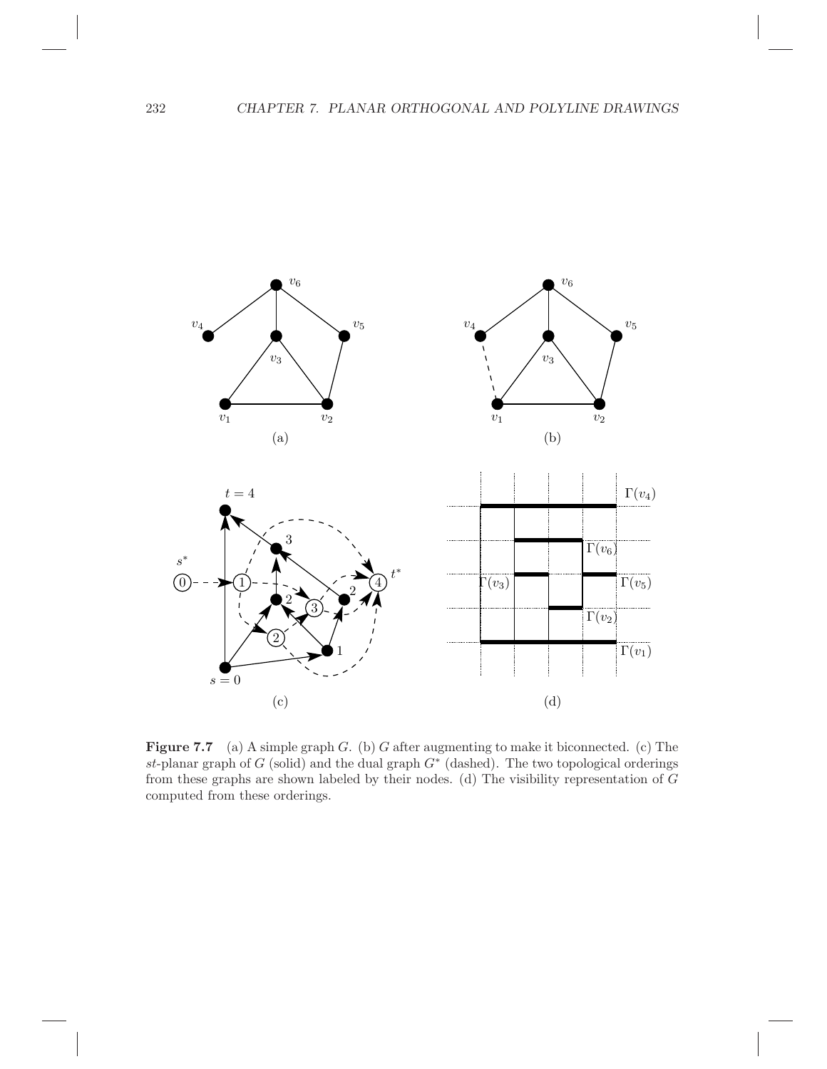**Figure 7.7** (a) A simple graph $G$. (b) $G$ after augmenting to make it biconnected. (c) The $st$-planar graph of $G$ (solid) and the dual graph $G^*$ (dashed). The two topological orderings from these graphs are shown labeled by their nodes. (d) The visibility representation of $G$ computed from these orderings.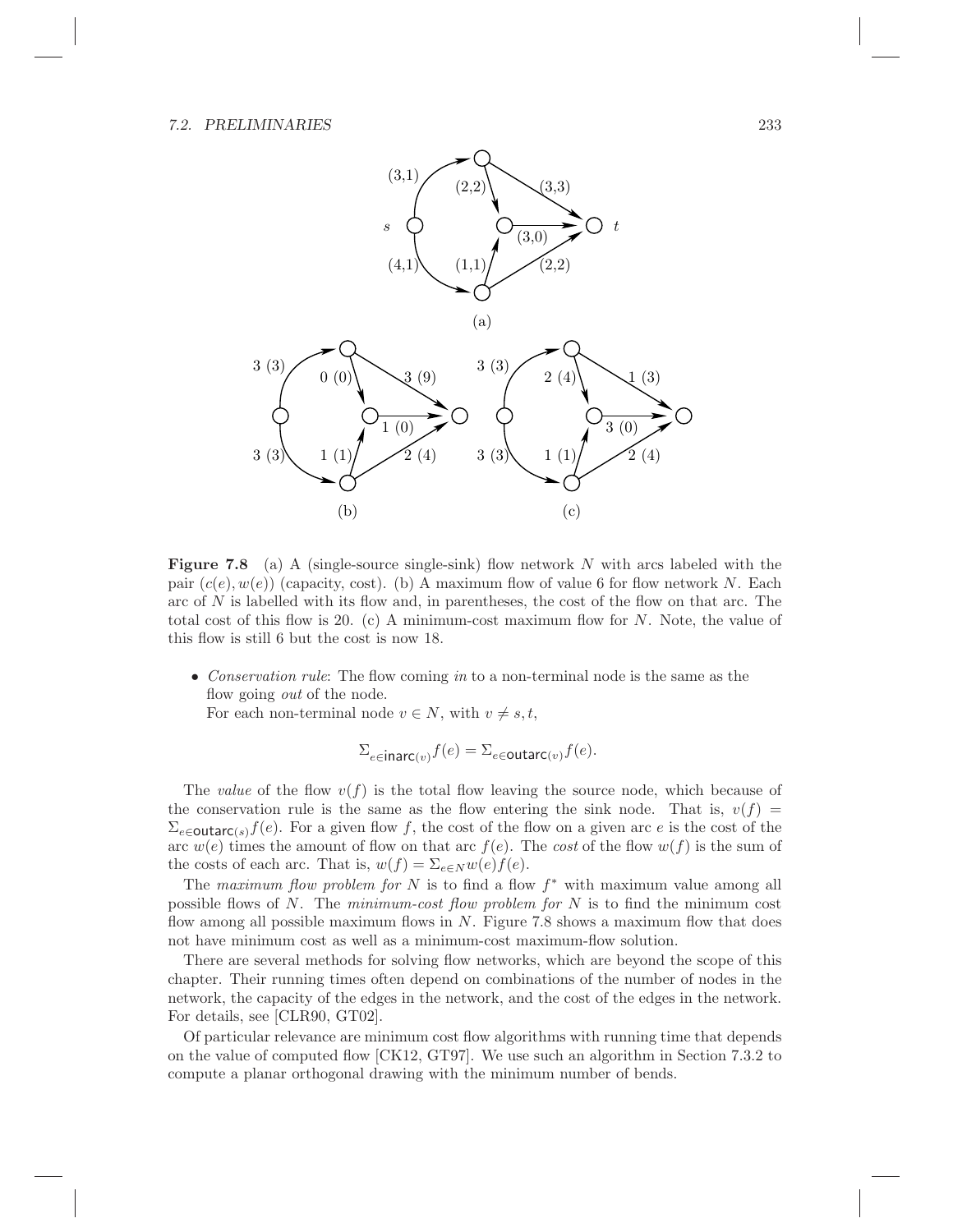**Figure 7.8** (a) A (single-source single-sink) flow network $N$ with arcs labeled with the pair $(c(e), w(e))$ (capacity, cost). (b) A maximum flow of value 6 for flow network $N$. Each arc of $N$ is labelled with its flow and, in parentheses, the cost of the flow on that arc. The total cost of this flow is 20. (c) A minimum-cost maximum flow for $N$. Note, the value of this flow is still 6 but the cost is now 18.

- *Conservation rule*: The flow coming *in* to a non-terminal node is the same as the flow going *out* of the node.
  For each non-terminal node $v \in N$, with $v \neq s, t$,

$$\Sigma_{e \in \mathsf{inarc}(v)} f(e) = \Sigma_{e \in \mathsf{outarc}(v)} f(e).$$

The *value* of the flow $v(f)$ is the total flow leaving the source node, which because of the conservation rule is the same as the flow entering the sink node. That is, $v(f) = \Sigma_{e \in \mathsf{outarc}(s)} f(e)$. For a given flow $f$, the cost of the flow on a given arc $e$ is the cost of the arc $w(e)$ times the amount of flow on that arc $f(e)$. The *cost* of the flow $w(f)$ is the sum of the costs of each arc. That is, $w(f) = \Sigma_{e \in N} w(e) f(e)$.

The *maximum flow problem for* $N$ is to find a flow $f^*$ with maximum value among all possible flows of $N$. The *minimum-cost flow problem for* $N$ is to find the minimum cost flow among all possible maximum flows in $N$. Figure 7.8 shows a maximum flow that does not have minimum cost as well as a minimum-cost maximum-flow solution.

There are several methods for solving flow networks, which are beyond the scope of this chapter. Their running times often depend on combinations of the number of nodes in the network, the capacity of the edges in the network, and the cost of the edges in the network. For details, see [CLR90, GT02].

Of particular relevance are minimum cost flow algorithms with running time that depends on the value of computed flow [CK12, GT97]. We use such an algorithm in Section 7.3.2 to compute a planar orthogonal drawing with the minimum number of bends.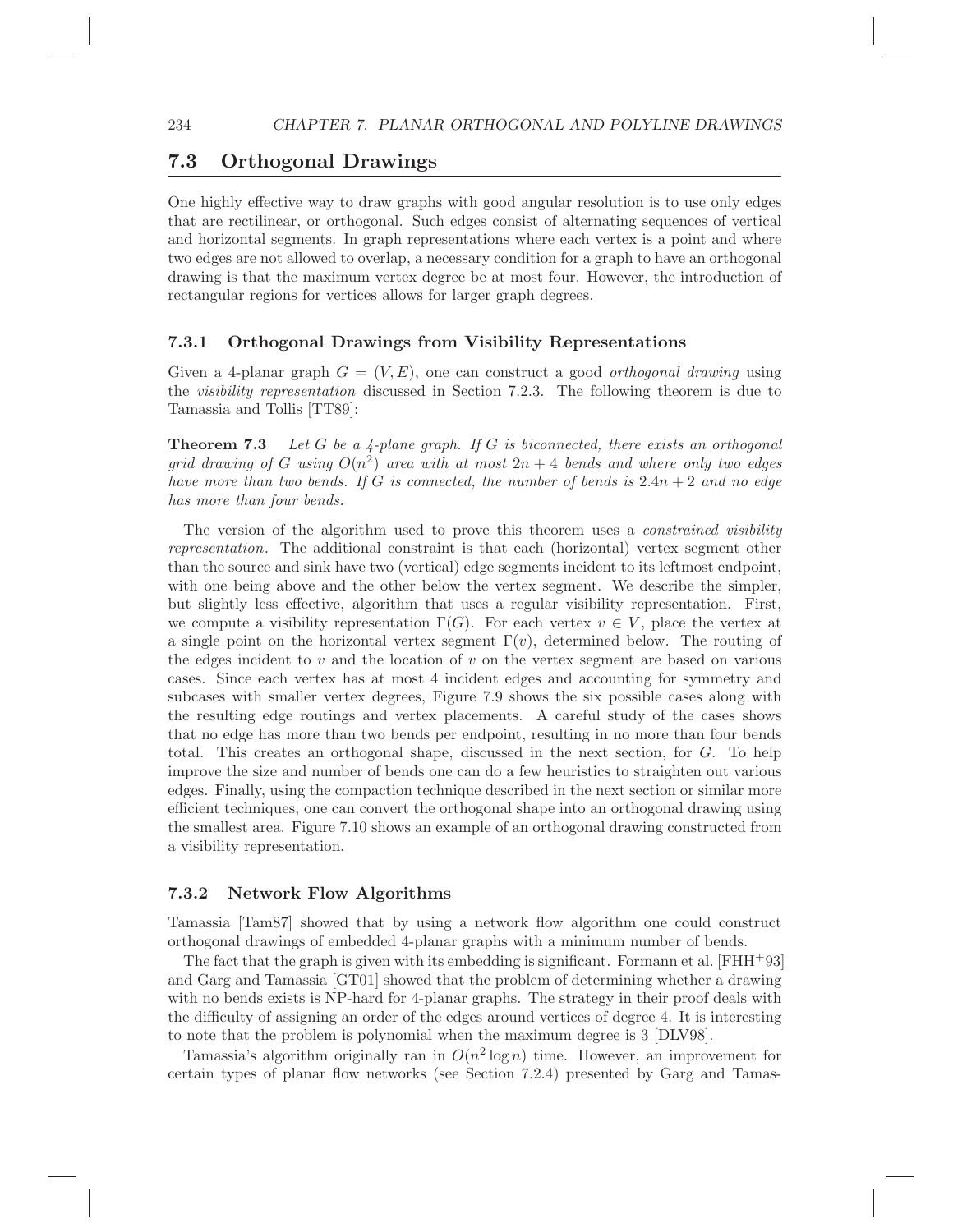## 7.3 Orthogonal Drawings

One highly effective way to draw graphs with good angular resolution is to use only edges that are rectilinear, or orthogonal. Such edges consist of alternating sequences of vertical and horizontal segments. In graph representations where each vertex is a point and where two edges are not allowed to overlap, a necessary condition for a graph to have an orthogonal drawing is that the maximum vertex degree be at most four. However, the introduction of rectangular regions for vertices allows for larger graph degrees.

### 7.3.1 Orthogonal Drawings from Visibility Representations

Given a 4-planar graph $G = (V, E)$, one can construct a good *orthogonal drawing* using the *visibility representation* discussed in Section 7.2.3. The following theorem is due to Tamassia and Tollis [TT89]:

**Theorem 7.3** *Let $G$ be a 4-plane graph. If $G$ is biconnected, there exists an orthogonal grid drawing of $G$ using $O(n^2)$ area with at most $2n + 4$ bends and where only two edges have more than two bends. If $G$ is connected, the number of bends is $2.4n + 2$ and no edge has more than four bends.*

The version of the algorithm used to prove this theorem uses a *constrained visibility representation*. The additional constraint is that each (horizontal) vertex segment other than the source and sink have two (vertical) edge segments incident to its leftmost endpoint, with one being above and the other below the vertex segment. We describe the simpler, but slightly less effective, algorithm that uses a regular visibility representation. First, we compute a visibility representation $\Gamma(G)$. For each vertex $v \in V$, place the vertex at a single point on the horizontal vertex segment $\Gamma(v)$, determined below. The routing of the edges incident to $v$ and the location of $v$ on the vertex segment are based on various cases. Since each vertex has at most 4 incident edges and accounting for symmetry and subcases with smaller vertex degrees, Figure 7.9 shows the six possible cases along with the resulting edge routings and vertex placements. A careful study of the cases shows that no edge has more than two bends per endpoint, resulting in no more than four bends total. This creates an orthogonal shape, discussed in the next section, for $G$. To help improve the size and number of bends one can do a few heuristics to straighten out various edges. Finally, using the compaction technique described in the next section or similar more efficient techniques, one can convert the orthogonal shape into an orthogonal drawing using the smallest area. Figure 7.10 shows an example of an orthogonal drawing constructed from a visibility representation.

### 7.3.2 Network Flow Algorithms

Tamassia [Tam87] showed that by using a network flow algorithm one could construct orthogonal drawings of embedded 4-planar graphs with a minimum number of bends.

The fact that the graph is given with its embedding is significant. Formann et al. [FHH+93] and Garg and Tamassia [GT01] showed that the problem of determining whether a drawing with no bends exists is NP-hard for 4-planar graphs. The strategy in their proof deals with the difficulty of assigning an order of the edges around vertices of degree 4. It is interesting to note that the problem is polynomial when the maximum degree is 3 [DLV98].

Tamassia's algorithm originally ran in $O(n^2 \log n)$ time. However, an improvement for certain types of planar flow networks (see Section 7.2.4) presented by Garg and Tamas-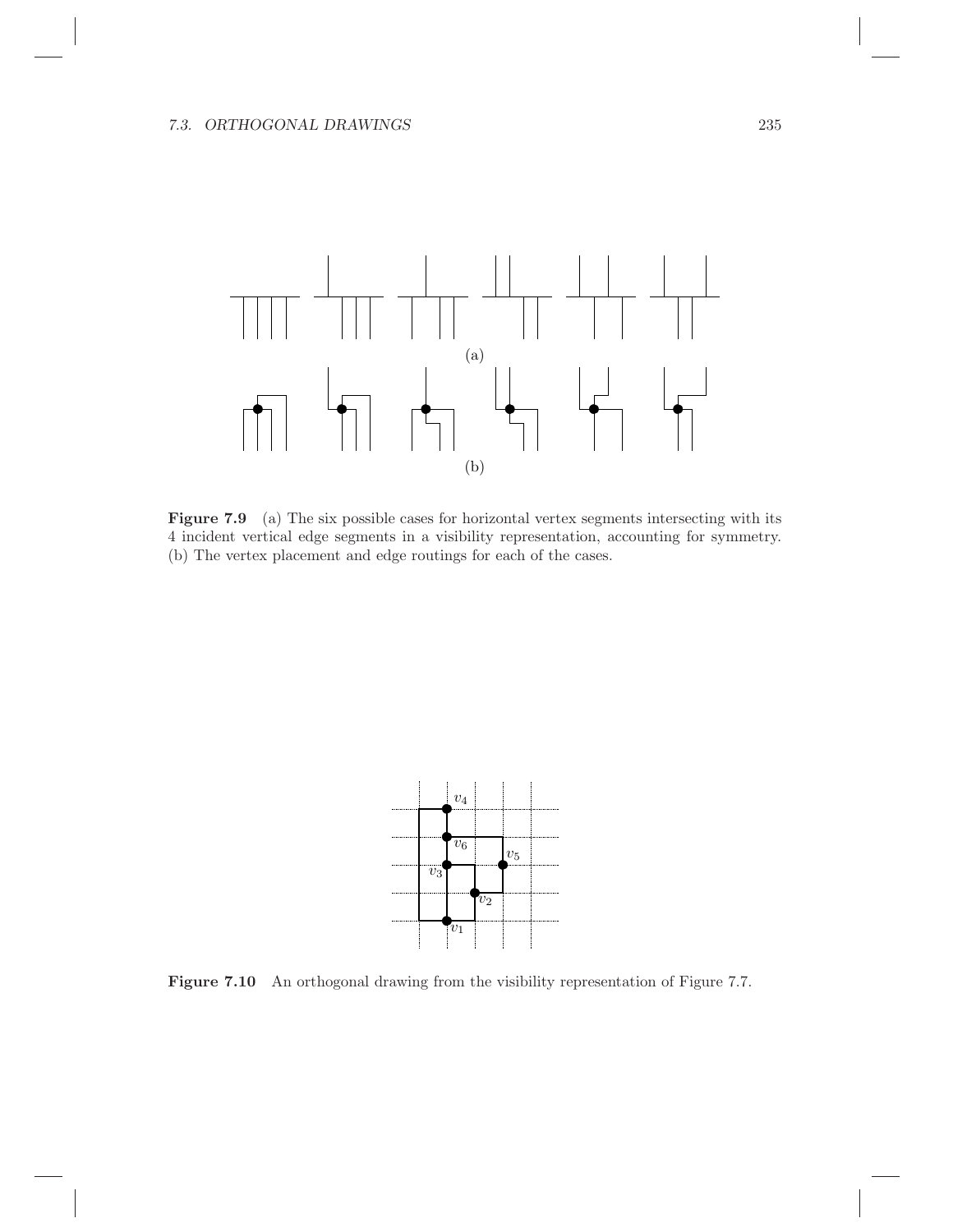(a)

(b)

**Figure 7.9** (a) The six possible cases for horizontal vertex segments intersecting with its 4 incident vertical edge segments in a visibility representation, accounting for symmetry. (b) The vertex placement and edge routings for each of the cases.

$v_4$

$v_6$

$v_5$

$v_3$

$v_2$

$v_1$

**Figure 7.10** An orthogonal drawing from the visibility representation of Figure 7.7.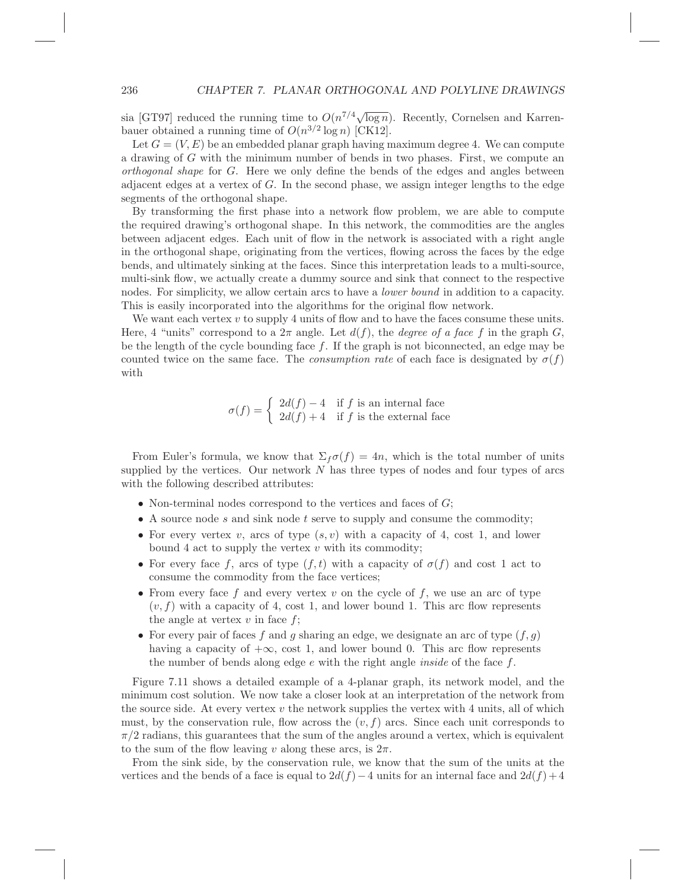sia [GT97] reduced the running time to $O(n^{7/4}\sqrt{\log n})$. Recently, Cornelsen and Karrenbauer obtained a running time of $O(n^{3/2} \log n)$ [CK12].

Let $G = (V, E)$ be an embedded planar graph having maximum degree 4. We can compute a drawing of $G$ with the minimum number of bends in two phases. First, we compute an *orthogonal shape* for $G$. Here we only define the bends of the edges and angles between adjacent edges at a vertex of $G$. In the second phase, we assign integer lengths to the edge segments of the orthogonal shape.

By transforming the first phase into a network flow problem, we are able to compute the required drawing's orthogonal shape. In this network, the commodities are the angles between adjacent edges. Each unit of flow in the network is associated with a right angle in the orthogonal shape, originating from the vertices, flowing across the faces by the edge bends, and ultimately sinking at the faces. Since this interpretation leads to a multi-source, multi-sink flow, we actually create a dummy source and sink that connect to the respective nodes. For simplicity, we allow certain arcs to have a *lower bound* in addition to a capacity. This is easily incorporated into the algorithms for the original flow network.

We want each vertex $v$ to supply 4 units of flow and to have the faces consume these units. Here, 4 "units" correspond to a $2\pi$ angle. Let $d(f)$, the *degree of a face* $f$ *in the graph* $G$, be the length of the cycle bounding face $f$. If the graph is not biconnected, an edge may be counted twice on the same face. The *consumption rate* of each face is designated by $\sigma(f)$ with

$$\sigma(f) = \begin{cases} 2d(f) - 4 & \text{if } f \text{ is an internal face} \\ 2d(f) + 4 & \text{if } f \text{ is the external face} \end{cases}$$

From Euler's formula, we know that $\Sigma_f \sigma(f) = 4n$, which is the total number of units supplied by the vertices. Our network $N$ has three types of nodes and four types of arcs with the following described attributes:

- Non-terminal nodes correspond to the vertices and faces of $G$;
- A source node $s$ and sink node $t$ serve to supply and consume the commodity;
- For every vertex $v$, arcs of type $(s, v)$ with a capacity of 4, cost 1, and lower bound 4 act to supply the vertex $v$ with its commodity;
- For every face $f$, arcs of type $(f, t)$ with a capacity of $\sigma(f)$ and cost 1 act to consume the commodity from the face vertices;
- From every face $f$ and every vertex $v$ on the cycle of $f$, we use an arc of type $(v, f)$ with a capacity of 4, cost 1, and lower bound 1. This arc flow represents the angle at vertex $v$ in face $f$;
- For every pair of faces $f$ and $g$ sharing an edge, we designate an arc of type $(f, g)$ having a capacity of $+\infty$, cost 1, and lower bound 0. This arc flow represents the number of bends along edge $e$ with the right angle *inside* of the face $f$.

Figure 7.11 shows a detailed example of a 4-planar graph, its network model, and the minimum cost solution. We now take a closer look at an interpretation of the network from the source side. At every vertex $v$ the network supplies the vertex with 4 units, all of which must, by the conservation rule, flow across the $(v, f)$ arcs. Since each unit corresponds to $\pi/2$ radians, this guarantees that the sum of the angles around a vertex, which is equivalent to the sum of the flow leaving $v$ along these arcs, is $2\pi$.

From the sink side, by the conservation rule, we know that the sum of the units at the vertices and the bends of a face is equal to $2d(f) - 4$ units for an internal face and $2d(f) + 4$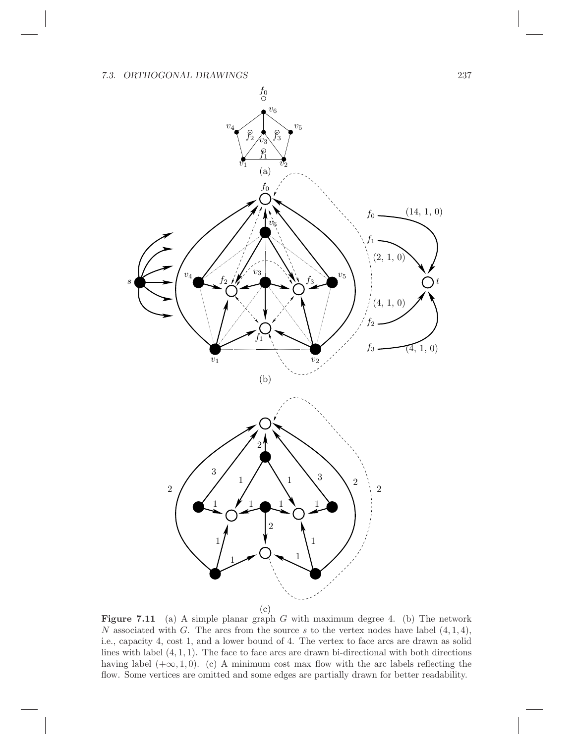**Figure 7.11** (a) A simple planar graph $G$ with maximum degree 4. (b) The network $N$ associated with $G$. The arcs from the source $s$ to the vertex nodes have label $(4, 1, 4)$, i.e., capacity 4, cost 1, and a lower bound of 4. The vertex to face arcs are drawn as solid lines with label $(4, 1, 1)$. The face to face arcs are drawn bi-directional with both directions having label $(+\infty, 1, 0)$. (c) A minimum cost max flow with the arc labels reflecting the flow. Some vertices are omitted and some edges are partially drawn for better readability.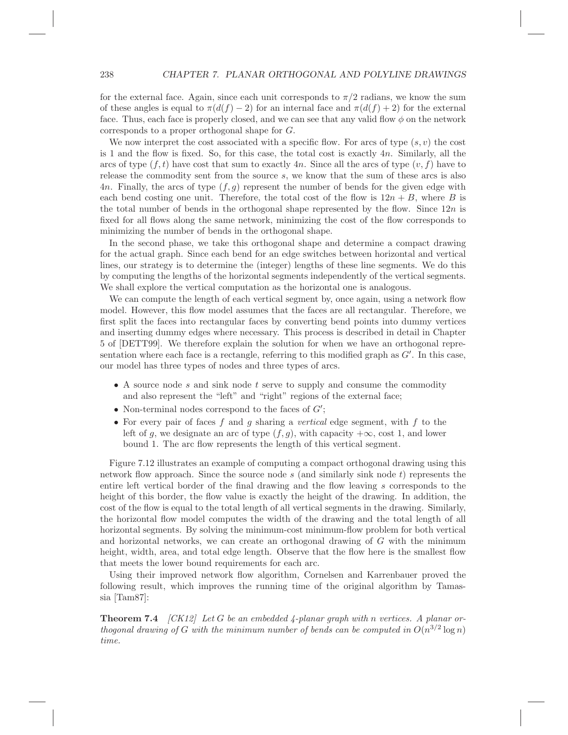for the external face. Again, since each unit corresponds to $\pi/2$ radians, we know the sum of these angles is equal to $\pi(d(f) - 2)$ for an internal face and $\pi(d(f) + 2)$ for the external face. Thus, each face is properly closed, and we can see that any valid flow $\phi$ on the network corresponds to a proper orthogonal shape for $G$.

We now interpret the cost associated with a specific flow. For arcs of type $(s, v)$ the cost is 1 and the flow is fixed. So, for this case, the total cost is exactly $4n$. Similarly, all the arcs of type $(f, t)$ have cost that sum to exactly $4n$. Since all the arcs of type $(v, f)$ have to release the commodity sent from the source $s$, we know that the sum of these arcs is also $4n$. Finally, the arcs of type $(f, g)$ represent the number of bends for the given edge with each bend costing one unit. Therefore, the total cost of the flow is $12n + B$, where $B$ is the total number of bends in the orthogonal shape represented by the flow. Since $12n$ is fixed for all flows along the same network, minimizing the cost of the flow corresponds to minimizing the number of bends in the orthogonal shape.

In the second phase, we take this orthogonal shape and determine a compact drawing for the actual graph. Since each bend for an edge switches between horizontal and vertical lines, our strategy is to determine the (integer) lengths of these line segments. We do this by computing the lengths of the horizontal segments independently of the vertical segments. We shall explore the vertical computation as the horizontal one is analogous.

We can compute the length of each vertical segment by, once again, using a network flow model. However, this flow model assumes that the faces are all rectangular. Therefore, we first split the faces into rectangular faces by converting bend points into dummy vertices and inserting dummy edges where necessary. This process is described in detail in Chapter 5 of [DETT99]. We therefore explain the solution for when we have an orthogonal representation where each face is a rectangle, referring to this modified graph as $G'$. In this case, our model has three types of nodes and three types of arcs.

- A source node $s$ and sink node $t$ serve to supply and consume the commodity and also represent the "left" and "right" regions of the external face;
- Non-terminal nodes correspond to the faces of $G'$;
- For every pair of faces $f$ and $g$ sharing a *vertical* edge segment, with $f$ to the left of $g$, we designate an arc of type $(f, g)$, with capacity $+\infty$, cost 1, and lower bound 1. The arc flow represents the length of this vertical segment.

Figure 7.12 illustrates an example of computing a compact orthogonal drawing using this network flow approach. Since the source node $s$ (and similarly sink node $t$) represents the entire left vertical border of the final drawing and the flow leaving $s$ corresponds to the height of this border, the flow value is exactly the height of the drawing. In addition, the cost of the flow is equal to the total length of all vertical segments in the drawing. Similarly, the horizontal flow model computes the width of the drawing and the total length of all horizontal segments. By solving the minimum-cost minimum-flow problem for both vertical and horizontal networks, we can create an orthogonal drawing of $G$ with the minimum height, width, area, and total edge length. Observe that the flow here is the smallest flow that meets the lower bound requirements for each arc.

Using their improved network flow algorithm, Cornelsen and Karrenbauer proved the following result, which improves the running time of the original algorithm by Tamassia [Tam87]:

**Theorem 7.4** *[CK12] Let $G$ be an embedded 4-planar graph with $n$ vertices. A planar orthogonal drawing of $G$ with the minimum number of bends can be computed in $O(n^{3/2} \log n)$ time.*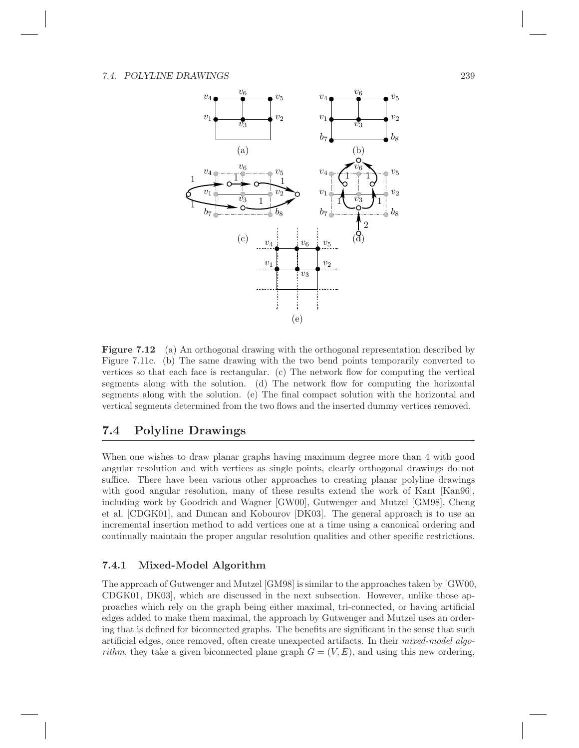**Figure 7.12** (a) An orthogonal drawing with the orthogonal representation described by Figure 7.11c. (b) The same drawing with the two bend points temporarily converted to vertices so that each face is rectangular. (c) The network flow for computing the vertical segments along with the solution. (d) The network flow for computing the horizontal segments along with the solution. (e) The final compact solution with the horizontal and vertical segments determined from the two flows and the inserted dummy vertices removed.

## 7.4 Polyline Drawings

When one wishes to draw planar graphs having maximum degree more than 4 with good angular resolution and with vertices as single points, clearly orthogonal drawings do not suffice. There have been various other approaches to creating planar polyline drawings with good angular resolution, many of these results extend the work of Kant [Kan96], including work by Goodrich and Wagner [GW00], Gutwenger and Mutzel [GM98], Cheng et al. [CDGK01], and Duncan and Kobourov [DK03]. The general approach is to use an incremental insertion method to add vertices one at a time using a canonical ordering and continually maintain the proper angular resolution qualities and other specific restrictions.

### 7.4.1 Mixed-Model Algorithm

The approach of Gutwenger and Mutzel [GM98] is similar to the approaches taken by [GW00, CDGK01, DK03], which are discussed in the next subsection. However, unlike those approaches which rely on the graph being either maximal, tri-connected, or having artificial edges added to make them maximal, the approach by Gutwenger and Mutzel uses an ordering that is defined for biconnected graphs. The benefits are significant in the sense that such artificial edges, once removed, often create unexpected artifacts. In their *mixed-model algorithm*, they take a given biconnected plane graph $G = (V, E)$, and using this new ordering,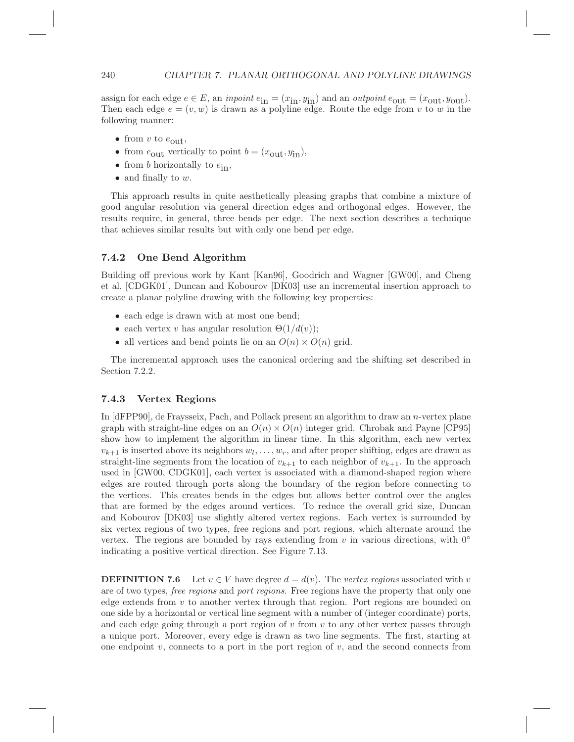assign for each edge $e \in E$, an *inpoint* $e_{\text{in}} = (x_{\text{in}}, y_{\text{in}})$ and an *outpoint* $e_{\text{out}} = (x_{\text{out}}, y_{\text{out}})$. Then each edge $e = (v, w)$ is drawn as a polyline edge. Route the edge from $v$ to $w$ in the following manner:

- from $v$ to $e_{\text{out}}$,
- from $e_{\text{out}}$ vertically to point $b = (x_{\text{out}}, y_{\text{in}})$,
- from $b$ horizontally to $e_{\text{in}}$,
- and finally to $w$.

This approach results in quite aesthetically pleasing graphs that combine a mixture of good angular resolution via general direction edges and orthogonal edges. However, the results require, in general, three bends per edge. The next section describes a technique that achieves similar results but with only one bend per edge.

### 7.4.2 One Bend Algorithm

Building off previous work by Kant [Kan96], Goodrich and Wagner [GW00], and Cheng et al. [CDGK01], Duncan and Kobourov [DK03] use an incremental insertion approach to create a planar polyline drawing with the following key properties:

- each edge is drawn with at most one bend;
- each vertex $v$ has angular resolution $\Theta(1/d(v))$;
- all vertices and bend points lie on an $O(n) \times O(n)$ grid.

The incremental approach uses the canonical ordering and the shifting set described in Section 7.2.2.

### 7.4.3 Vertex Regions

In [dFPP90], de Fraysseix, Pach, and Pollack present an algorithm to draw an $n$-vertex plane graph with straight-line edges on an $O(n) \times O(n)$ integer grid. Chrobak and Payne [CP95] show how to implement the algorithm in linear time. In this algorithm, each new vertex $v_{k+1}$ is inserted above its neighbors $w_l, \ldots, w_r$, and after proper shifting, edges are drawn as straight-line segments from the location of $v_{k+1}$ to each neighbor of $v_{k+1}$. In the approach used in [GW00, CDGK01], each vertex is associated with a diamond-shaped region where edges are routed through ports along the boundary of the region before connecting to the vertices. This creates bends in the edges but allows better control over the angles that are formed by the edges around vertices. To reduce the overall grid size, Duncan and Kobourov [DK03] use slightly altered vertex regions. Each vertex is surrounded by six vertex regions of two types, free regions and port regions, which alternate around the vertex. The regions are bounded by rays extending from $v$ in various directions, with $0°$ indicating a positive vertical direction. See Figure 7.13.

**DEFINITION 7.6** Let $v \in V$ have degree $d = d(v)$. The *vertex regions* associated with $v$ are of two types, *free regions* and *port regions*. Free regions have the property that only one edge extends from $v$ to another vertex through that region. Port regions are bounded on one side by a horizontal or vertical line segment with a number of (integer coordinate) ports, and each edge going through a port region of $v$ from $v$ to any other vertex passes through a unique port. Moreover, every edge is drawn as two line segments. The first, starting at one endpoint $v$, connects to a port in the port region of $v$, and the second connects from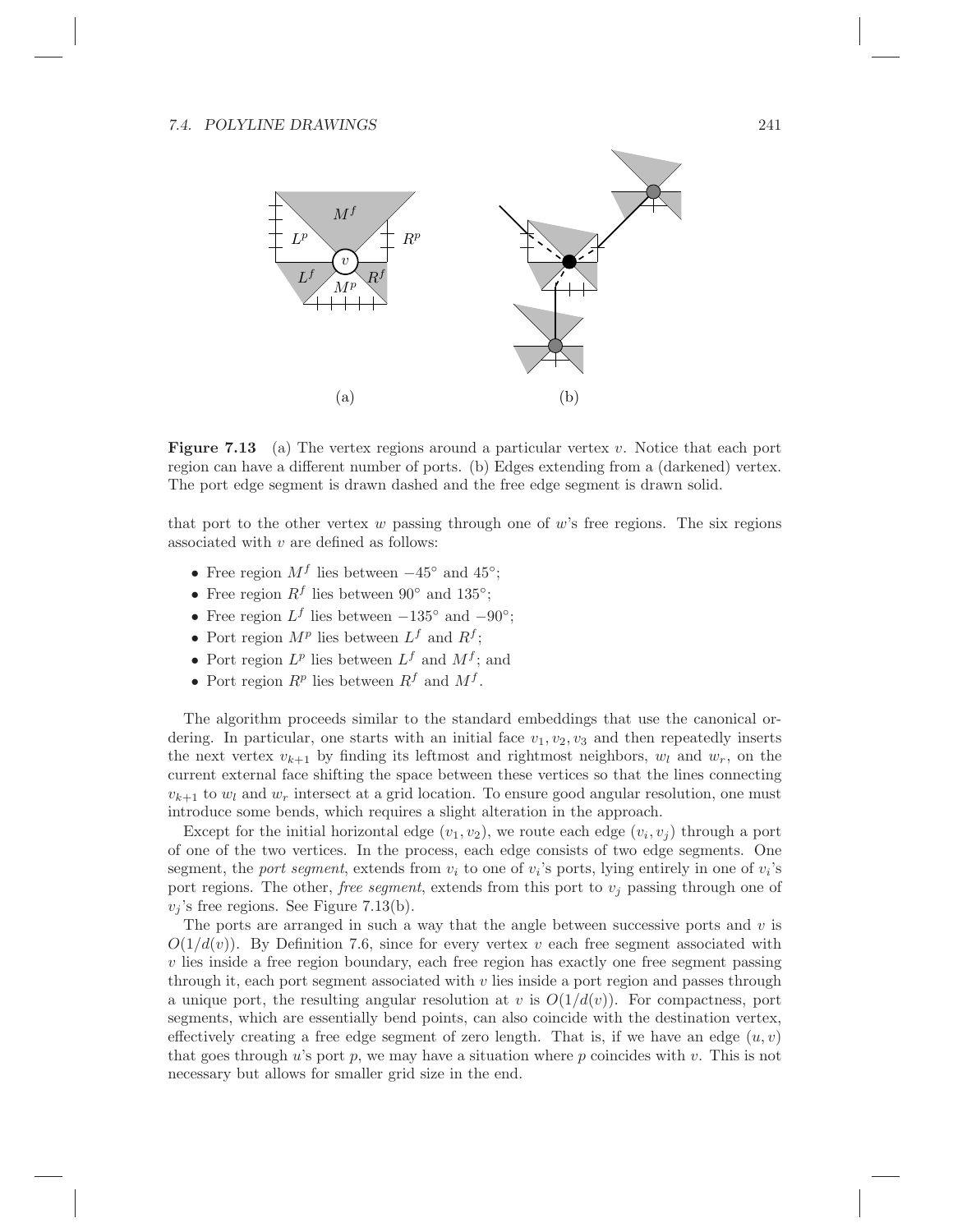**Figure 7.13** (a) The vertex regions around a particular vertex $v$. Notice that each port region can have a different number of ports. (b) Edges extending from a (darkened) vertex. The port edge segment is drawn dashed and the free edge segment is drawn solid.

that port to the other vertex $w$ passing through one of $w$'s free regions. The six regions associated with $v$ are defined as follows:

- Free region $M^f$ lies between $-45°$ and $45°$;
- Free region $R^f$ lies between $90°$ and $135°$;
- Free region $L^f$ lies between $-135°$ and $-90°$;
- Port region $M^p$ lies between $L^f$ and $R^f$;
- Port region $L^p$ lies between $L^f$ and $M^f$; and
- Port region $R^p$ lies between $R^f$ and $M^f$.

The algorithm proceeds similar to the standard embeddings that use the canonical ordering. In particular, one starts with an initial face $v_1, v_2, v_3$ and then repeatedly inserts the next vertex $v_{k+1}$ by finding its leftmost and rightmost neighbors, $w_l$ and $w_r$, on the current external face shifting the space between these vertices so that the lines connecting $v_{k+1}$ to $w_l$ and $w_r$ intersect at a grid location. To ensure good angular resolution, one must introduce some bends, which requires a slight alteration in the approach.

Except for the initial horizontal edge $(v_1, v_2)$, we route each edge $(v_i, v_j)$ through a port of one of the two vertices. In the process, each edge consists of two edge segments. One segment, the *port segment*, extends from $v_i$ to one of $v_i$'s ports, lying entirely in one of $v_i$'s port regions. The other, *free segment*, extends from this port to $v_j$ passing through one of $v_j$'s free regions. See Figure 7.13(b).

The ports are arranged in such a way that the angle between successive ports and $v$ is $O(1/d(v))$. By Definition 7.6, since for every vertex $v$ each free segment associated with $v$ lies inside a free region boundary, each free region has exactly one free segment passing through it, each port segment associated with $v$ lies inside a port region and passes through a unique port, the resulting angular resolution at $v$ is $O(1/d(v))$. For compactness, port segments, which are essentially bend points, can also coincide with the destination vertex, effectively creating a free edge segment of zero length. That is, if we have an edge $(u, v)$ that goes through $u$'s port $p$, we may have a situation where $p$ coincides with $v$. This is not necessary but allows for smaller grid size in the end.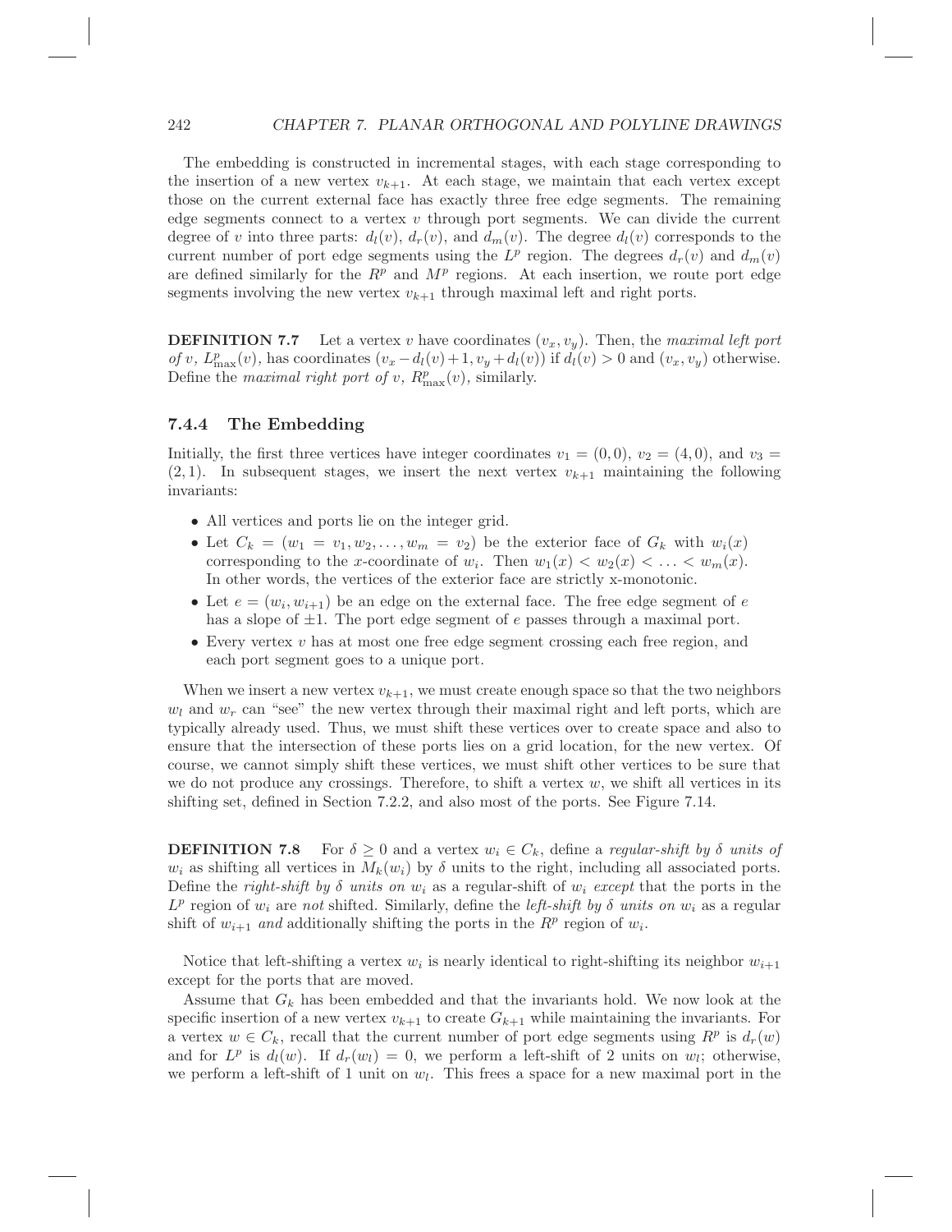The embedding is constructed in incremental stages, with each stage corresponding to the insertion of a new vertex $v_{k+1}$. At each stage, we maintain that each vertex except those on the current external face has exactly three free edge segments. The remaining edge segments connect to a vertex $v$ through port segments. We can divide the current degree of $v$ into three parts: $d_l(v)$, $d_r(v)$, and $d_m(v)$. The degree $d_l(v)$ corresponds to the current number of port edge segments using the $L^p$ region. The degrees $d_r(v)$ and $d_m(v)$ are defined similarly for the $R^p$ and $M^p$ regions. At each insertion, we route port edge segments involving the new vertex $v_{k+1}$ through maximal left and right ports.

**DEFINITION 7.7** Let a vertex $v$ have coordinates $(v_x, v_y)$. Then, the *maximal left port of* $v$, $L^p_{\max}(v)$, has coordinates $(v_x - d_l(v)+1, v_y + d_l(v))$ if $d_l(v) > 0$ and $(v_x, v_y)$ otherwise. Define the *maximal right port of* $v$, $R^p_{\max}(v)$, similarly.

### 7.4.4 The Embedding

Initially, the first three vertices have integer coordinates $v_1 = (0, 0)$, $v_2 = (4, 0)$, and $v_3 = (2, 1)$. In subsequent stages, we insert the next vertex $v_{k+1}$ maintaining the following invariants:

- All vertices and ports lie on the integer grid.
- Let $C_k = (w_1 = v_1, w_2, \ldots, w_m = v_2)$ be the exterior face of $G_k$ with $w_i(x)$ corresponding to the $x$-coordinate of $w_i$. Then $w_1(x) < w_2(x) < \ldots < w_m(x)$. In other words, the vertices of the exterior face are strictly x-monotonic.
- Let $e = (w_i, w_{i+1})$ be an edge on the external face. The free edge segment of $e$ has a slope of $\pm 1$. The port edge segment of $e$ passes through a maximal port.
- Every vertex $v$ has at most one free edge segment crossing each free region, and each port segment goes to a unique port.

When we insert a new vertex $v_{k+1}$, we must create enough space so that the two neighbors $w_l$ and $w_r$ can "see" the new vertex through their maximal right and left ports, which are typically already used. Thus, we must shift these vertices over to create space and also to ensure that the intersection of these ports lies on a grid location, for the new vertex. Of course, we cannot simply shift these vertices, we must shift other vertices to be sure that we do not produce any crossings. Therefore, to shift a vertex $w$, we shift all vertices in its shifting set, defined in Section 7.2.2, and also most of the ports. See Figure 7.14.

**DEFINITION 7.8** For $\delta \geq 0$ and a vertex $w_i \in C_k$, define a *regular-shift by* $\delta$ *units of* $w_i$ as shifting all vertices in $M_k(w_i)$ by $\delta$ units to the right, including all associated ports. Define the *right-shift by* $\delta$ *units on* $w_i$ as a regular-shift of $w_i$ *except* that the ports in the $L^p$ region of $w_i$ are *not* shifted. Similarly, define the *left-shift by* $\delta$ *units on* $w_i$ as a regular shift of $w_{i+1}$ *and* additionally shifting the ports in the $R^p$ region of $w_i$.

Notice that left-shifting a vertex $w_i$ is nearly identical to right-shifting its neighbor $w_{i+1}$ except for the ports that are moved.

Assume that $G_k$ has been embedded and that the invariants hold. We now look at the specific insertion of a new vertex $v_{k+1}$ to create $G_{k+1}$ while maintaining the invariants. For a vertex $w \in C_k$, recall that the current number of port edge segments using $R^p$ is $d_r(w)$ and for $L^p$ is $d_l(w)$. If $d_r(w_l) = 0$, we perform a left-shift of 2 units on $w_l$; otherwise, we perform a left-shift of 1 unit on $w_l$. This frees a space for a new maximal port in the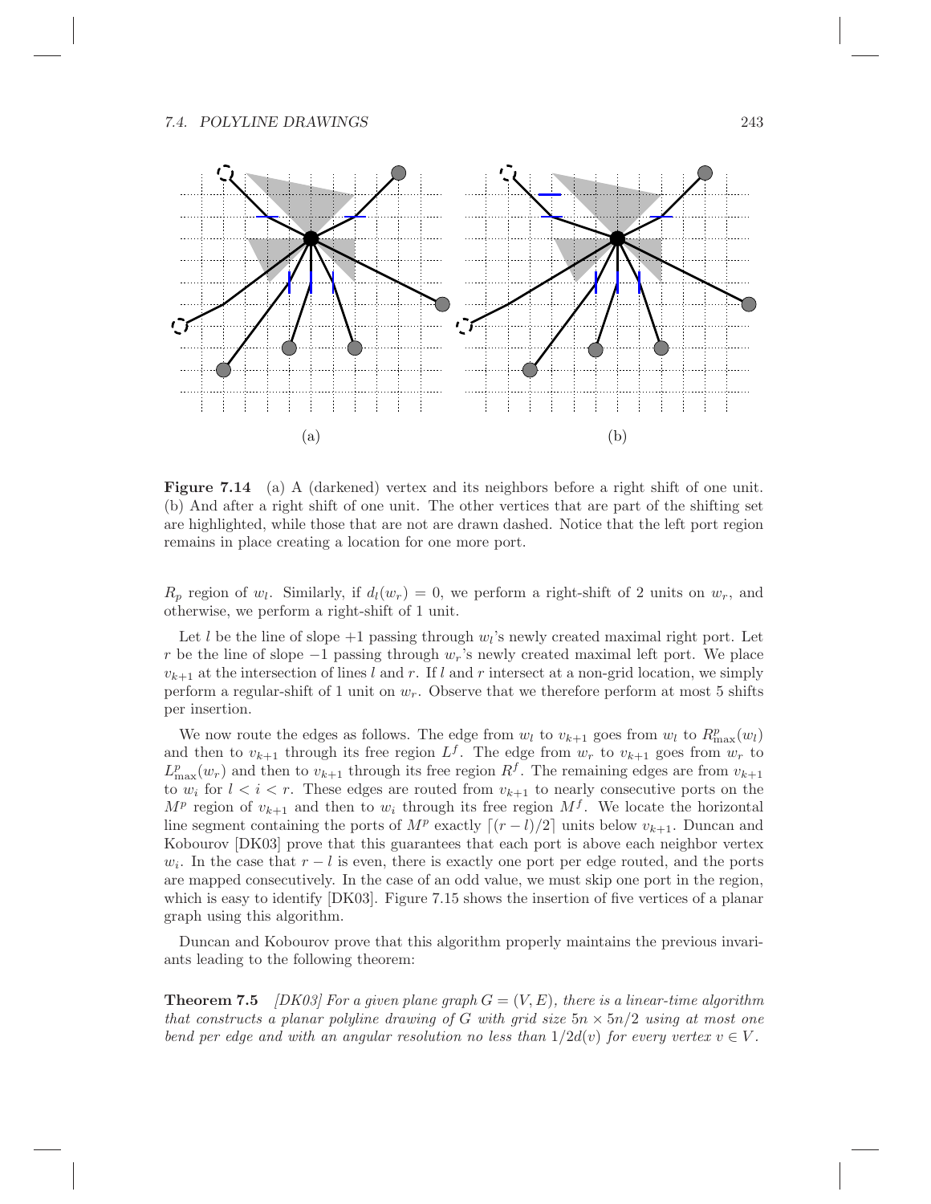(a) (b)

**Figure 7.14** (a) A (darkened) vertex and its neighbors before a right shift of one unit. (b) And after a right shift of one unit. The other vertices that are part of the shifting set are highlighted, while those that are not are drawn dashed. Notice that the left port region remains in place creating a location for one more port.

$R_p$ region of $w_l$. Similarly, if $d_l(w_r) = 0$, we perform a right-shift of 2 units on $w_r$, and otherwise, we perform a right-shift of 1 unit.

Let $l$ be the line of slope $+1$ passing through $w_l$'s newly created maximal right port. Let $r$ be the line of slope $-1$ passing through $w_r$'s newly created maximal left port. We place $v_{k+1}$ at the intersection of lines $l$ and $r$. If $l$ and $r$ intersect at a non-grid location, we simply perform a regular-shift of 1 unit on $w_r$. Observe that we therefore perform at most 5 shifts per insertion.

We now route the edges as follows. The edge from $w_l$ to $v_{k+1}$ goes from $w_l$ to $R^p_{\max}(w_l)$ and then to $v_{k+1}$ through its free region $L^f$. The edge from $w_r$ to $v_{k+1}$ goes from $w_r$ to $L^p_{\max}(w_r)$ and then to $v_{k+1}$ through its free region $R^f$. The remaining edges are from $v_{k+1}$ to $w_i$ for $l < i < r$. These edges are routed from $v_{k+1}$ to nearly consecutive ports on the $M^p$ region of $v_{k+1}$ and then to $w_i$ through its free region $M^f$. We locate the horizontal line segment containing the ports of $M^p$ exactly $\lceil (r-l)/2 \rceil$ units below $v_{k+1}$. Duncan and Kobourov [DK03] prove that this guarantees that each port is above each neighbor vertex $w_i$. In the case that $r - l$ is even, there is exactly one port per edge routed, and the ports are mapped consecutively. In the case of an odd value, we must skip one port in the region, which is easy to identify [DK03]. Figure 7.15 shows the insertion of five vertices of a planar graph using this algorithm.

Duncan and Kobourov prove that this algorithm properly maintains the previous invariants leading to the following theorem:

**Theorem 7.5** *[DK03] For a given plane graph $G = (V, E)$, there is a linear-time algorithm that constructs a planar polyline drawing of $G$ with grid size $5n \times 5n/2$ using at most one bend per edge and with an angular resolution no less than $1/2d(v)$ for every vertex $v \in V$.*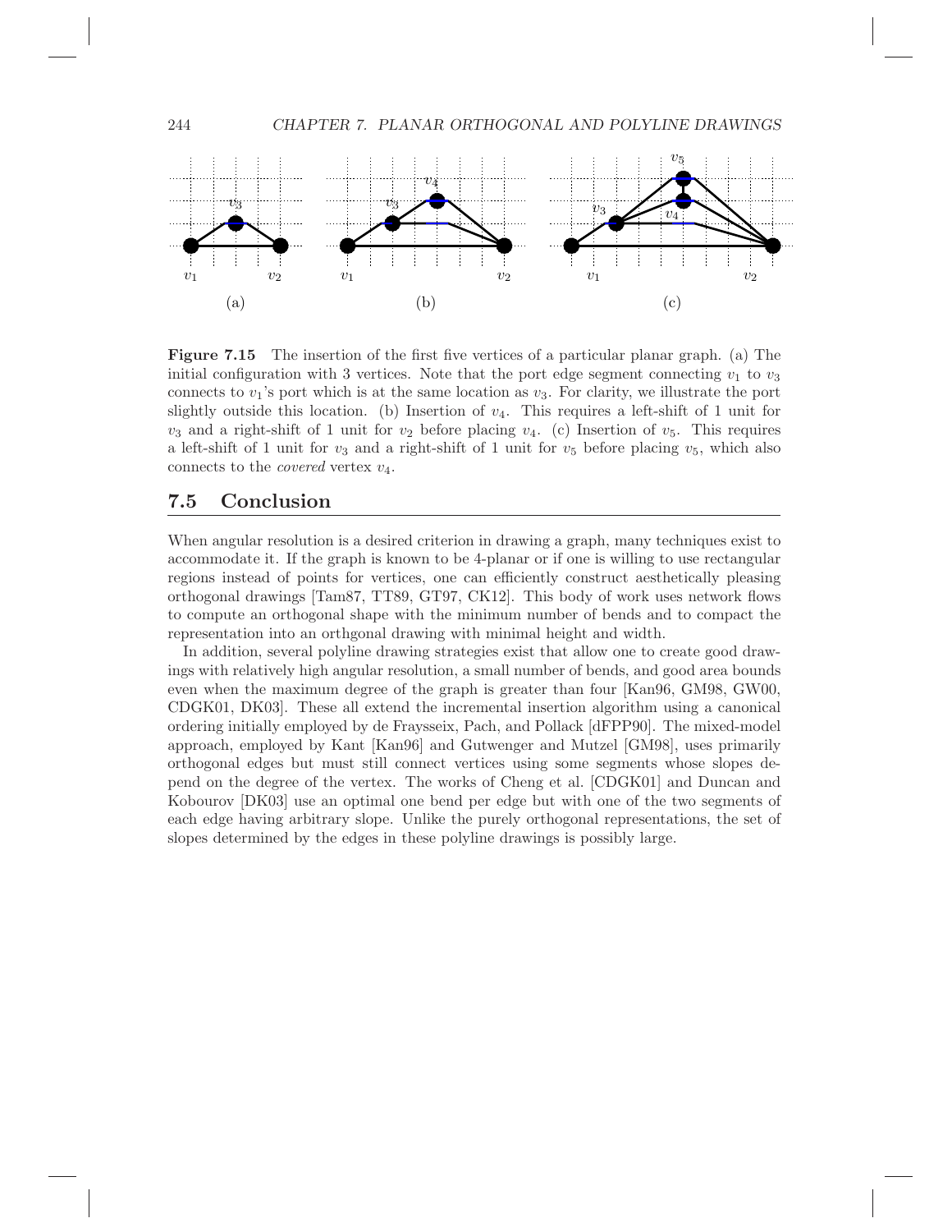**Figure 7.15** The insertion of the first five vertices of a particular planar graph. (a) The initial configuration with 3 vertices. Note that the port edge segment connecting $v_1$ to $v_3$ connects to $v_1$'s port which is at the same location as $v_3$. For clarity, we illustrate the port slightly outside this location. (b) Insertion of $v_4$. This requires a left-shift of 1 unit for $v_3$ and a right-shift of 1 unit for $v_2$ before placing $v_4$. (c) Insertion of $v_5$. This requires a left-shift of 1 unit for $v_3$ and a right-shift of 1 unit for $v_5$ before placing $v_5$, which also connects to the *covered* vertex $v_4$.

## 7.5 Conclusion

When angular resolution is a desired criterion in drawing a graph, many techniques exist to accommodate it. If the graph is known to be 4-planar or if one is willing to use rectangular regions instead of points for vertices, one can efficiently construct aesthetically pleasing orthogonal drawings [Tam87, TT89, GT97, CK12]. This body of work uses network flows to compute an orthogonal shape with the minimum number of bends and to compact the representation into an orthgonal drawing with minimal height and width.

In addition, several polyline drawing strategies exist that allow one to create good drawings with relatively high angular resolution, a small number of bends, and good area bounds even when the maximum degree of the graph is greater than four [Kan96, GM98, GW00, CDGK01, DK03]. These all extend the incremental insertion algorithm using a canonical ordering initially employed by de Fraysseix, Pach, and Pollack [dFPP90]. The mixed-model approach, employed by Kant [Kan96] and Gutwenger and Mutzel [GM98], uses primarily orthogonal edges but must still connect vertices using some segments whose slopes depend on the degree of the vertex. The works of Cheng et al. [CDGK01] and Duncan and Kobourov [DK03] use an optimal one bend per edge but with one of the two segments of each edge having arbitrary slope. Unlike the purely orthogonal representations, the set of slopes determined by the edges in these polyline drawings is possibly large.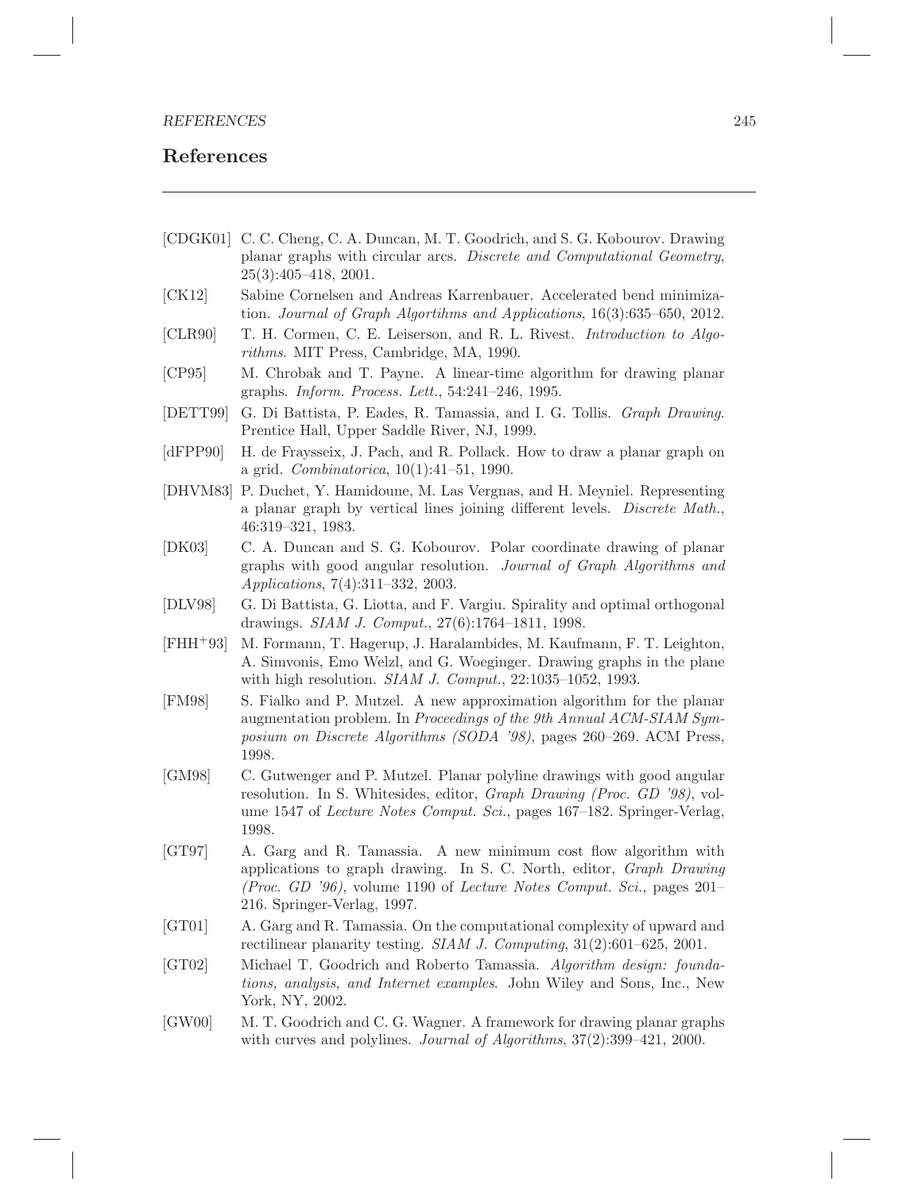## References

- [CDGK01] C. C. Cheng, C. A. Duncan, M. T. Goodrich, and S. G. Kobourov. Drawing planar graphs with circular arcs. *Discrete and Computational Geometry*, 25(3):405–418, 2001.
- [CK12] Sabine Cornelsen and Andreas Karrenbauer. Accelerated bend minimization. *Journal of Graph Algortihms and Applications*, 16(3):635–650, 2012.
- [CLR90] T. H. Cormen, C. E. Leiserson, and R. L. Rivest. *Introduction to Algorithms*. MIT Press, Cambridge, MA, 1990.
- [CP95] M. Chrobak and T. Payne. A linear-time algorithm for drawing planar graphs. *Inform. Process. Lett.*, 54:241–246, 1995.
- [DETT99] G. Di Battista, P. Eades, R. Tamassia, and I. G. Tollis. *Graph Drawing*. Prentice Hall, Upper Saddle River, NJ, 1999.
- [dFPP90] H. de Fraysseix, J. Pach, and R. Pollack. How to draw a planar graph on a grid. *Combinatorica*, 10(1):41–51, 1990.
- [DHVM83] P. Duchet, Y. Hamidoune, M. Las Vergnas, and H. Meyniel. Representing a planar graph by vertical lines joining different levels. *Discrete Math.*, 46:319–321, 1983.
- [DK03] C. A. Duncan and S. G. Kobourov. Polar coordinate drawing of planar graphs with good angular resolution. *Journal of Graph Algorithms and Applications*, 7(4):311–332, 2003.
- [DLV98] G. Di Battista, G. Liotta, and F. Vargiu. Spirality and optimal orthogonal drawings. *SIAM J. Comput.*, 27(6):1764–1811, 1998.
- [FHH+93] M. Formann, T. Hagerup, J. Haralambides, M. Kaufmann, F. T. Leighton, A. Simvonis, Emo Welzl, and G. Woeginger. Drawing graphs in the plane with high resolution. *SIAM J. Comput.*, 22:1035–1052, 1993.
- [FM98] S. Fialko and P. Mutzel. A new approximation algorithm for the planar augmentation problem. In *Proceedings of the 9th Annual ACM-SIAM Symposium on Discrete Algorithms (SODA '98)*, pages 260–269. ACM Press, 1998.
- [GM98] C. Gutwenger and P. Mutzel. Planar polyline drawings with good angular resolution. In S. Whitesides, editor, *Graph Drawing (Proc. GD '98)*, volume 1547 of *Lecture Notes Comput. Sci.*, pages 167–182. Springer-Verlag, 1998.
- [GT97] A. Garg and R. Tamassia. A new minimum cost flow algorithm with applications to graph drawing. In S. C. North, editor, *Graph Drawing (Proc. GD '96)*, volume 1190 of *Lecture Notes Comput. Sci.*, pages 201–216. Springer-Verlag, 1997.
- [GT01] A. Garg and R. Tamassia. On the computational complexity of upward and rectilinear planarity testing. *SIAM J. Computing*, 31(2):601–625, 2001.
- [GT02] Michael T. Goodrich and Roberto Tamassia. *Algorithm design: foundations, analysis, and Internet examples*. John Wiley and Sons, Inc., New York, NY, 2002.
- [GW00] M. T. Goodrich and C. G. Wagner. A framework for drawing planar graphs with curves and polylines. *Journal of Algorithms*, 37(2):399–421, 2000.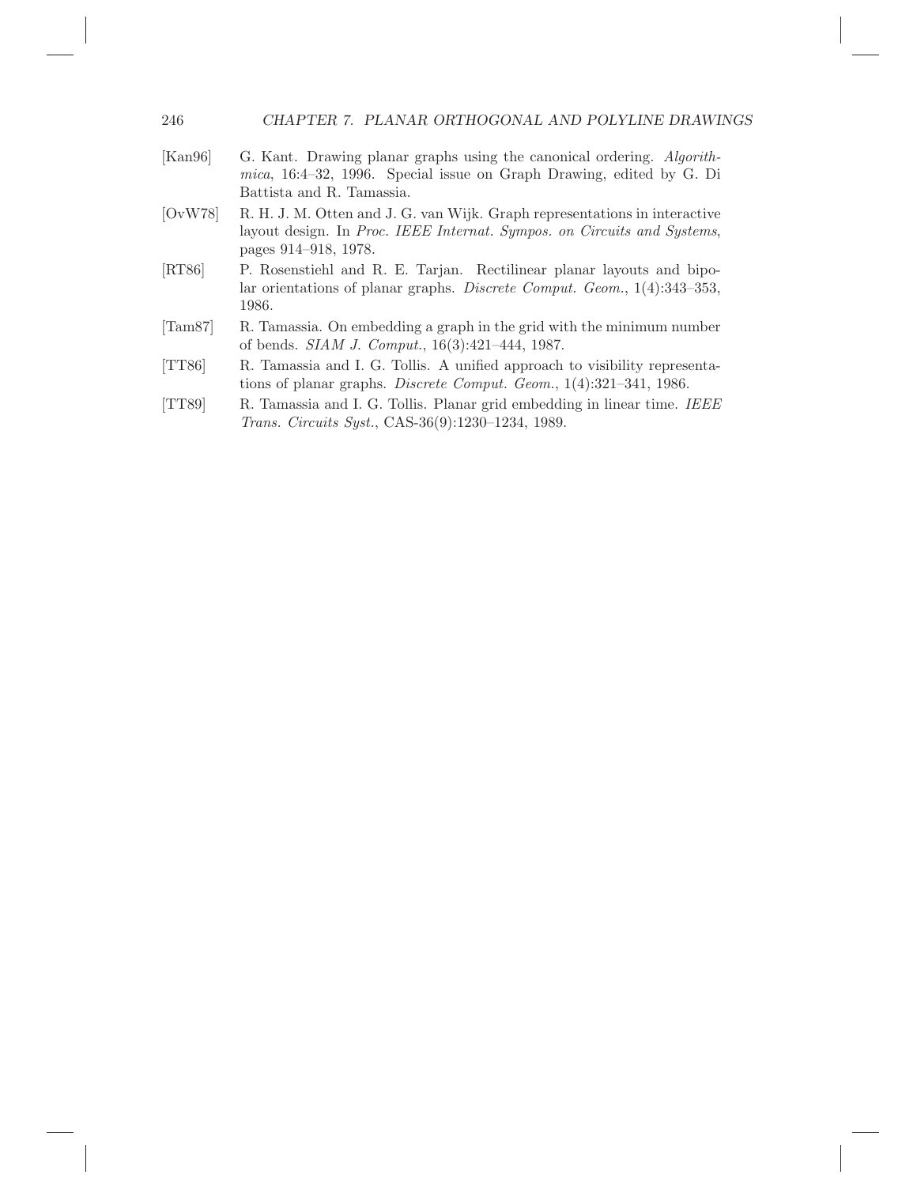[Kan96] G. Kant. Drawing planar graphs using the canonical ordering. *Algorithmica*, 16:4–32, 1996. Special issue on Graph Drawing, edited by G. Di Battista and R. Tamassia.

[OvW78] R. H. J. M. Otten and J. G. van Wijk. Graph representations in interactive layout design. In *Proc. IEEE Internat. Sympos. on Circuits and Systems*, pages 914–918, 1978.

[RT86] P. Rosenstiehl and R. E. Tarjan. Rectilinear planar layouts and bipolar orientations of planar graphs. *Discrete Comput. Geom.*, 1(4):343–353, 1986.

[Tam87] R. Tamassia. On embedding a graph in the grid with the minimum number of bends. *SIAM J. Comput.*, 16(3):421–444, 1987.

[TT86] R. Tamassia and I. G. Tollis. A unified approach to visibility representations of planar graphs. *Discrete Comput. Geom.*, 1(4):321–341, 1986.

[TT89] R. Tamassia and I. G. Tollis. Planar grid embedding in linear time. *IEEE Trans. Circuits Syst.*, CAS-36(9):1230–1234, 1989.